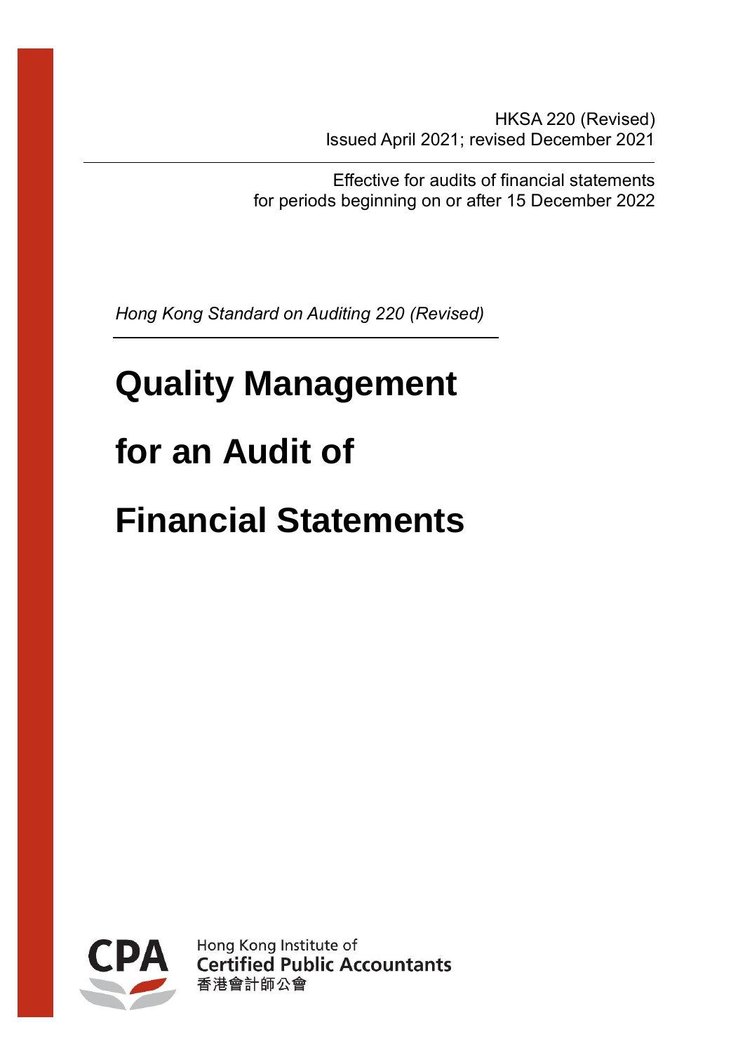HKSA 220 (Revised)
Issued April 2021; revised December 2021

Effective for audits of financial statements
for periods beginning on or after 15 December 2022

*Hong Kong Standard on Auditing 220 (Revised)*

# Quality Management for an Audit of Financial Statements

Hong Kong Institute of
Certified Public Accountants
香港會計師公會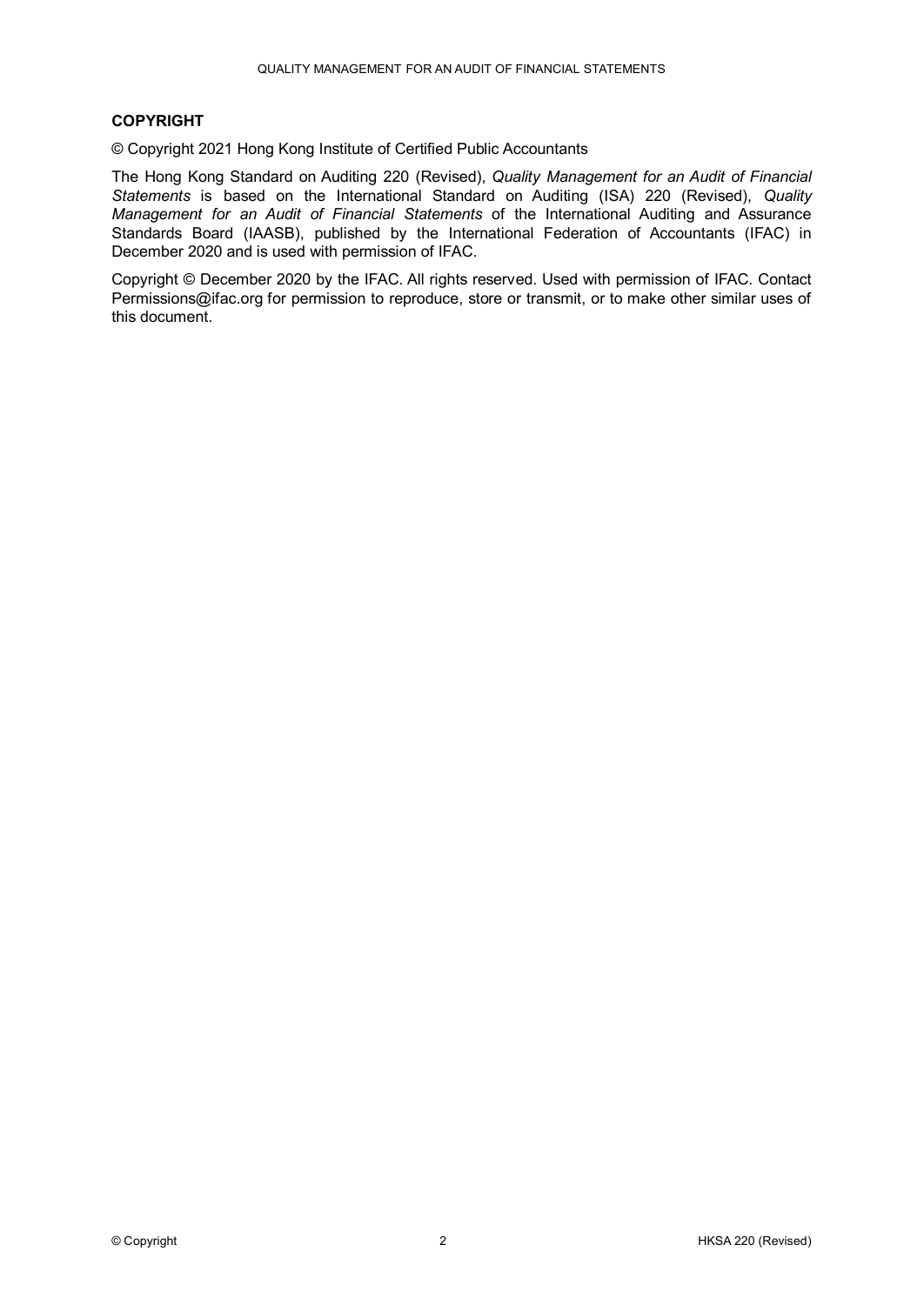**COPYRIGHT**

© Copyright 2021 Hong Kong Institute of Certified Public Accountants

The Hong Kong Standard on Auditing 220 (Revised), *Quality Management for an Audit of Financial Statements* is based on the International Standard on Auditing (ISA) 220 (Revised), *Quality Management for an Audit of Financial Statements* of the International Auditing and Assurance Standards Board (IAASB), published by the International Federation of Accountants (IFAC) in December 2020 and is used with permission of IFAC.

Copyright © December 2020 by the IFAC. All rights reserved. Used with permission of IFAC. Contact Permissions@ifac.org for permission to reproduce, store or transmit, or to make other similar uses of this document.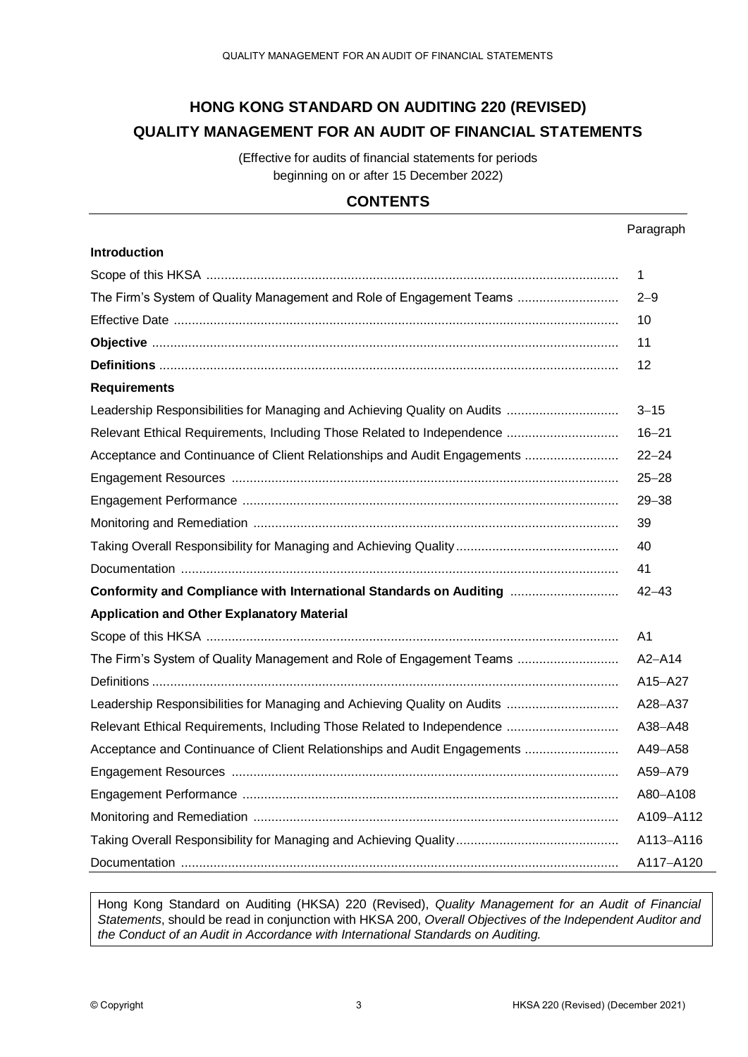# HONG KONG STANDARD ON AUDITING 220 (REVISED)
# QUALITY MANAGEMENT FOR AN AUDIT OF FINANCIAL STATEMENTS

(Effective for audits of financial statements for periods beginning on or after 15 December 2022)

## CONTENTS

| | Paragraph |
|---|---|
| **Introduction** | |
| Scope of this HKSA | 1 |
| The Firm's System of Quality Management and Role of Engagement Teams | 2–9 |
| Effective Date | 10 |
| **Objective** | 11 |
| **Definitions** | 12 |
| **Requirements** | |
| Leadership Responsibilities for Managing and Achieving Quality on Audits | 3–15 |
| Relevant Ethical Requirements, Including Those Related to Independence | 16–21 |
| Acceptance and Continuance of Client Relationships and Audit Engagements | 22–24 |
| Engagement Resources | 25–28 |
| Engagement Performance | 29–38 |
| Monitoring and Remediation | 39 |
| Taking Overall Responsibility for Managing and Achieving Quality | 40 |
| Documentation | 41 |
| **Conformity and Compliance with International Standards on Auditing** | 42–43 |
| **Application and Other Explanatory Material** | |
| Scope of this HKSA | A1 |
| The Firm's System of Quality Management and Role of Engagement Teams | A2–A14 |
| Definitions | A15–A27 |
| Leadership Responsibilities for Managing and Achieving Quality on Audits | A28–A37 |
| Relevant Ethical Requirements, Including Those Related to Independence | A38–A48 |
| Acceptance and Continuance of Client Relationships and Audit Engagements | A49–A58 |
| Engagement Resources | A59–A79 |
| Engagement Performance | A80–A108 |
| Monitoring and Remediation | A109–A112 |
| Taking Overall Responsibility for Managing and Achieving Quality | A113–A116 |
| Documentation | A117–A120 |

Hong Kong Standard on Auditing (HKSA) 220 (Revised), *Quality Management for an Audit of Financial Statements*, should be read in conjunction with HKSA 200, *Overall Objectives of the Independent Auditor and the Conduct of an Audit in Accordance with International Standards on Auditing.*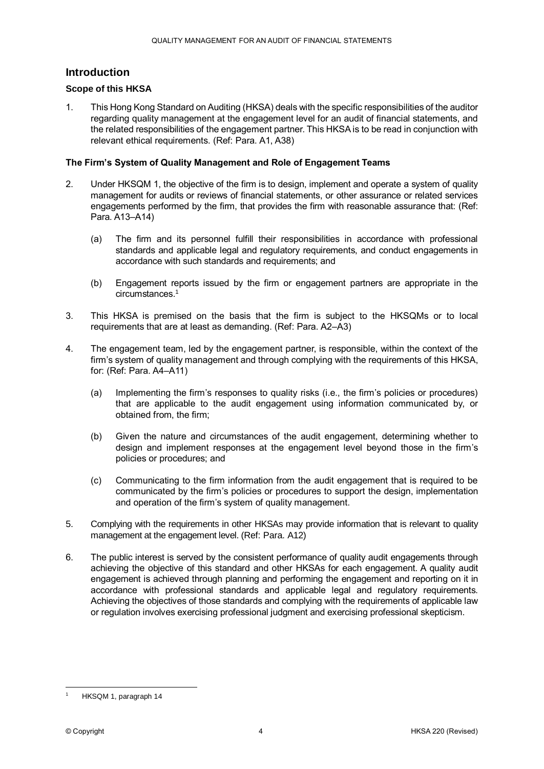## Introduction

### Scope of this HKSA

1. This Hong Kong Standard on Auditing (HKSA) deals with the specific responsibilities of the auditor regarding quality management at the engagement level for an audit of financial statements, and the related responsibilities of the engagement partner. This HKSA is to be read in conjunction with relevant ethical requirements. (Ref: Para. A1, A38)

### The Firm's System of Quality Management and Role of Engagement Teams

2. Under HKSQM 1, the objective of the firm is to design, implement and operate a system of quality management for audits or reviews of financial statements, or other assurance or related services engagements performed by the firm, that provides the firm with reasonable assurance that: (Ref: Para. A13–A14)

   (a) The firm and its personnel fulfill their responsibilities in accordance with professional standards and applicable legal and regulatory requirements, and conduct engagements in accordance with such standards and requirements; and

   (b) Engagement reports issued by the firm or engagement partners are appropriate in the circumstances.[1]

3. This HKSA is premised on the basis that the firm is subject to the HKSQMs or to local requirements that are at least as demanding. (Ref: Para. A2–A3)

4. The engagement team, led by the engagement partner, is responsible, within the context of the firm's system of quality management and through complying with the requirements of this HKSA, for: (Ref: Para. A4–A11)

   (a) Implementing the firm's responses to quality risks (i.e., the firm's policies or procedures) that are applicable to the audit engagement using information communicated by, or obtained from, the firm;

   (b) Given the nature and circumstances of the audit engagement, determining whether to design and implement responses at the engagement level beyond those in the firm's policies or procedures; and

   (c) Communicating to the firm information from the audit engagement that is required to be communicated by the firm's policies or procedures to support the design, implementation and operation of the firm's system of quality management.

5. Complying with the requirements in other HKSAs may provide information that is relevant to quality management at the engagement level. (Ref: Para. A12)

6. The public interest is served by the consistent performance of quality audit engagements through achieving the objective of this standard and other HKSAs for each engagement. A quality audit engagement is achieved through planning and performing the engagement and reporting on it in accordance with professional standards and applicable legal and regulatory requirements. Achieving the objectives of those standards and complying with the requirements of applicable law or regulation involves exercising professional judgment and exercising professional skepticism.

---

[1] HKSQM 1, paragraph 14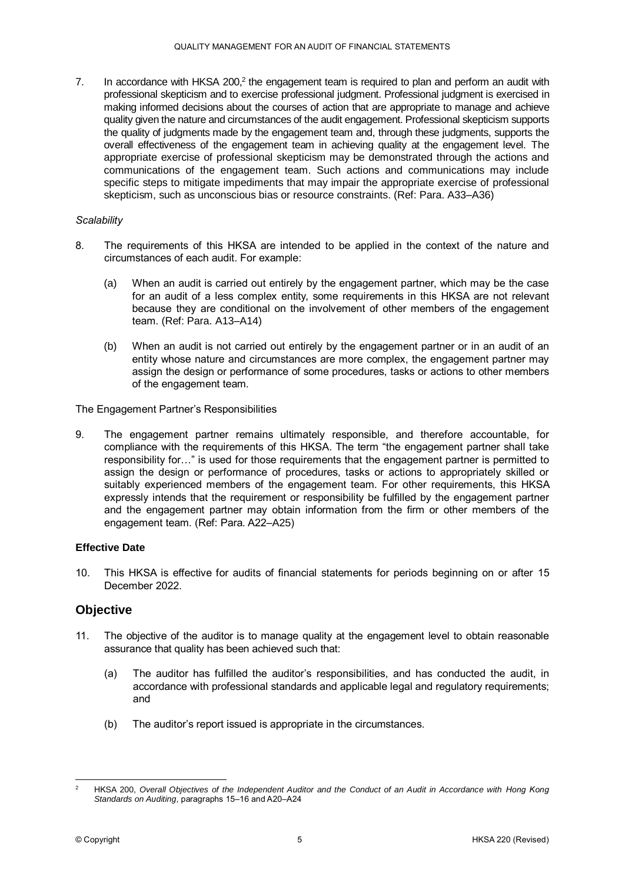7. In accordance with HKSA 200,[2] the engagement team is required to plan and perform an audit with professional skepticism and to exercise professional judgment. Professional judgment is exercised in making informed decisions about the courses of action that are appropriate to manage and achieve quality given the nature and circumstances of the audit engagement. Professional skepticism supports the quality of judgments made by the engagement team and, through these judgments, supports the overall effectiveness of the engagement team in achieving quality at the engagement level. The appropriate exercise of professional skepticism may be demonstrated through the actions and communications of the engagement team. Such actions and communications may include specific steps to mitigate impediments that may impair the appropriate exercise of professional skepticism, such as unconscious bias or resource constraints. (Ref: Para. A33–A36)

*Scalability*

8. The requirements of this HKSA are intended to be applied in the context of the nature and circumstances of each audit. For example:

   (a) When an audit is carried out entirely by the engagement partner, which may be the case for an audit of a less complex entity, some requirements in this HKSA are not relevant because they are conditional on the involvement of other members of the engagement team. (Ref: Para. A13–A14)

   (b) When an audit is not carried out entirely by the engagement partner or in an audit of an entity whose nature and circumstances are more complex, the engagement partner may assign the design or performance of some procedures, tasks or actions to other members of the engagement team.

The Engagement Partner's Responsibilities

9. The engagement partner remains ultimately responsible, and therefore accountable, for compliance with the requirements of this HKSA. The term "the engagement partner shall take responsibility for…" is used for those requirements that the engagement partner is permitted to assign the design or performance of procedures, tasks or actions to appropriately skilled or suitably experienced members of the engagement team. For other requirements, this HKSA expressly intends that the requirement or responsibility be fulfilled by the engagement partner and the engagement partner may obtain information from the firm or other members of the engagement team. (Ref: Para. A22–A25)

**Effective Date**

10. This HKSA is effective for audits of financial statements for periods beginning on or after 15 December 2022.

## Objective

11. The objective of the auditor is to manage quality at the engagement level to obtain reasonable assurance that quality has been achieved such that:

   (a) The auditor has fulfilled the auditor's responsibilities, and has conducted the audit, in accordance with professional standards and applicable legal and regulatory requirements; and

   (b) The auditor's report issued is appropriate in the circumstances.

---

[2] HKSA 200, *Overall Objectives of the Independent Auditor and the Conduct of an Audit in Accordance with Hong Kong Standards on Auditing*, paragraphs 15–16 and A20–A24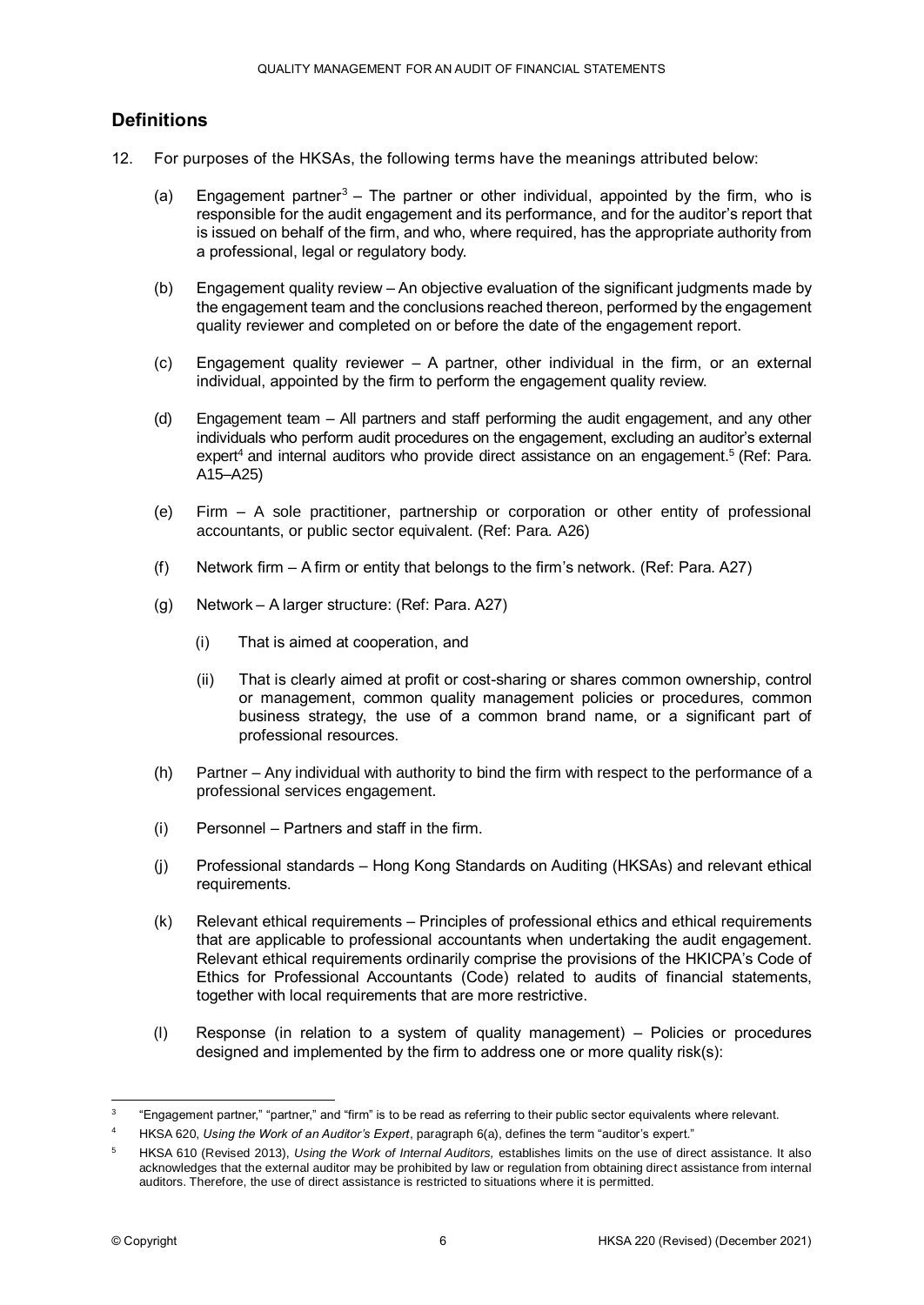## Definitions

12. For purposes of the HKSAs, the following terms have the meanings attributed below:

    (a) Engagement partner[3] – The partner or other individual, appointed by the firm, who is responsible for the audit engagement and its performance, and for the auditor's report that is issued on behalf of the firm, and who, where required, has the appropriate authority from a professional, legal or regulatory body.

    (b) Engagement quality review – An objective evaluation of the significant judgments made by the engagement team and the conclusions reached thereon, performed by the engagement quality reviewer and completed on or before the date of the engagement report.

    (c) Engagement quality reviewer – A partner, other individual in the firm, or an external individual, appointed by the firm to perform the engagement quality review.

    (d) Engagement team – All partners and staff performing the audit engagement, and any other individuals who perform audit procedures on the engagement, excluding an auditor's external expert[4] and internal auditors who provide direct assistance on an engagement.[5] (Ref: Para. A15–A25)

    (e) Firm – A sole practitioner, partnership or corporation or other entity of professional accountants, or public sector equivalent. (Ref: Para. A26)

    (f) Network firm – A firm or entity that belongs to the firm's network. (Ref: Para. A27)

    (g) Network – A larger structure: (Ref: Para. A27)

        (i) That is aimed at cooperation, and

        (ii) That is clearly aimed at profit or cost-sharing or shares common ownership, control or management, common quality management policies or procedures, common business strategy, the use of a common brand name, or a significant part of professional resources.

    (h) Partner – Any individual with authority to bind the firm with respect to the performance of a professional services engagement.

    (i) Personnel – Partners and staff in the firm.

    (j) Professional standards – Hong Kong Standards on Auditing (HKSAs) and relevant ethical requirements.

    (k) Relevant ethical requirements – Principles of professional ethics and ethical requirements that are applicable to professional accountants when undertaking the audit engagement. Relevant ethical requirements ordinarily comprise the provisions of the HKICPA's Code of Ethics for Professional Accountants (Code) related to audits of financial statements, together with local requirements that are more restrictive.

    (l) Response (in relation to a system of quality management) – Policies or procedures designed and implemented by the firm to address one or more quality risk(s):

---

[3] "Engagement partner," "partner," and "firm" is to be read as referring to their public sector equivalents where relevant.

[4] HKSA 620, *Using the Work of an Auditor's Expert*, paragraph 6(a), defines the term "auditor's expert."

[5] HKSA 610 (Revised 2013), *Using the Work of Internal Auditors,* establishes limits on the use of direct assistance. It also acknowledges that the external auditor may be prohibited by law or regulation from obtaining direct assistance from internal auditors. Therefore, the use of direct assistance is restricted to situations where it is permitted.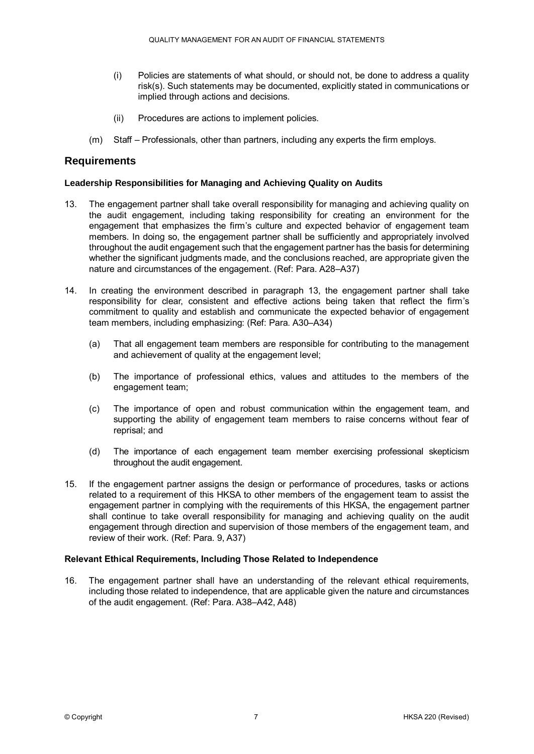(i) Policies are statements of what should, or should not, be done to address a quality risk(s). Such statements may be documented, explicitly stated in communications or implied through actions and decisions.

(ii) Procedures are actions to implement policies.

(m) Staff – Professionals, other than partners, including any experts the firm employs.

## Requirements

### Leadership Responsibilities for Managing and Achieving Quality on Audits

13. The engagement partner shall take overall responsibility for managing and achieving quality on the audit engagement, including taking responsibility for creating an environment for the engagement that emphasizes the firm's culture and expected behavior of engagement team members. In doing so, the engagement partner shall be sufficiently and appropriately involved throughout the audit engagement such that the engagement partner has the basis for determining whether the significant judgments made, and the conclusions reached, are appropriate given the nature and circumstances of the engagement. (Ref: Para. A28–A37)

14. In creating the environment described in paragraph 13, the engagement partner shall take responsibility for clear, consistent and effective actions being taken that reflect the firm's commitment to quality and establish and communicate the expected behavior of engagement team members, including emphasizing: (Ref: Para. A30–A34)

    (a) That all engagement team members are responsible for contributing to the management and achievement of quality at the engagement level;

    (b) The importance of professional ethics, values and attitudes to the members of the engagement team;

    (c) The importance of open and robust communication within the engagement team, and supporting the ability of engagement team members to raise concerns without fear of reprisal; and

    (d) The importance of each engagement team member exercising professional skepticism throughout the audit engagement.

15. If the engagement partner assigns the design or performance of procedures, tasks or actions related to a requirement of this HKSA to other members of the engagement team to assist the engagement partner in complying with the requirements of this HKSA, the engagement partner shall continue to take overall responsibility for managing and achieving quality on the audit engagement through direction and supervision of those members of the engagement team, and review of their work. (Ref: Para. 9, A37)

### Relevant Ethical Requirements, Including Those Related to Independence

16. The engagement partner shall have an understanding of the relevant ethical requirements, including those related to independence, that are applicable given the nature and circumstances of the audit engagement. (Ref: Para. A38–A42, A48)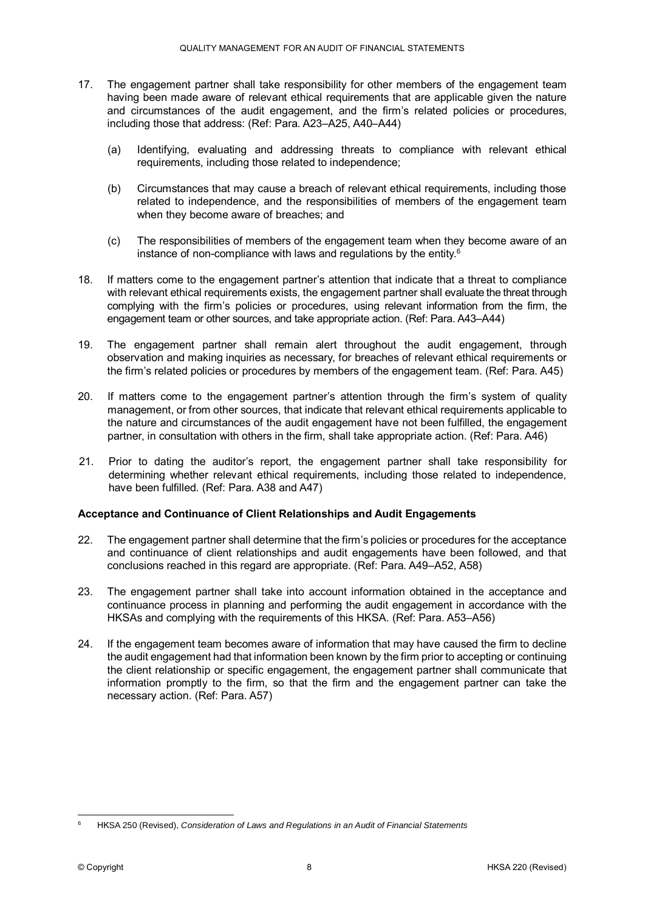17. The engagement partner shall take responsibility for other members of the engagement team having been made aware of relevant ethical requirements that are applicable given the nature and circumstances of the audit engagement, and the firm's related policies or procedures, including those that address: (Ref: Para. A23–A25, A40–A44)

    (a) Identifying, evaluating and addressing threats to compliance with relevant ethical requirements, including those related to independence;

    (b) Circumstances that may cause a breach of relevant ethical requirements, including those related to independence, and the responsibilities of members of the engagement team when they become aware of breaches; and

    (c) The responsibilities of members of the engagement team when they become aware of an instance of non-compliance with laws and regulations by the entity.[6]

18. If matters come to the engagement partner's attention that indicate that a threat to compliance with relevant ethical requirements exists, the engagement partner shall evaluate the threat through complying with the firm's policies or procedures, using relevant information from the firm, the engagement team or other sources, and take appropriate action. (Ref: Para. A43–A44)

19. The engagement partner shall remain alert throughout the audit engagement, through observation and making inquiries as necessary, for breaches of relevant ethical requirements or the firm's related policies or procedures by members of the engagement team. (Ref: Para. A45)

20. If matters come to the engagement partner's attention through the firm's system of quality management, or from other sources, that indicate that relevant ethical requirements applicable to the nature and circumstances of the audit engagement have not been fulfilled, the engagement partner, in consultation with others in the firm, shall take appropriate action. (Ref: Para. A46)

21. Prior to dating the auditor's report, the engagement partner shall take responsibility for determining whether relevant ethical requirements, including those related to independence, have been fulfilled. (Ref: Para. A38 and A47)

**Acceptance and Continuance of Client Relationships and Audit Engagements**

22. The engagement partner shall determine that the firm's policies or procedures for the acceptance and continuance of client relationships and audit engagements have been followed, and that conclusions reached in this regard are appropriate. (Ref: Para. A49–A52, A58)

23. The engagement partner shall take into account information obtained in the acceptance and continuance process in planning and performing the audit engagement in accordance with the HKSAs and complying with the requirements of this HKSA. (Ref: Para. A53–A56)

24. If the engagement team becomes aware of information that may have caused the firm to decline the audit engagement had that information been known by the firm prior to accepting or continuing the client relationship or specific engagement, the engagement partner shall communicate that information promptly to the firm, so that the firm and the engagement partner can take the necessary action. (Ref: Para. A57)

---

[6] HKSA 250 (Revised), *Consideration of Laws and Regulations in an Audit of Financial Statements*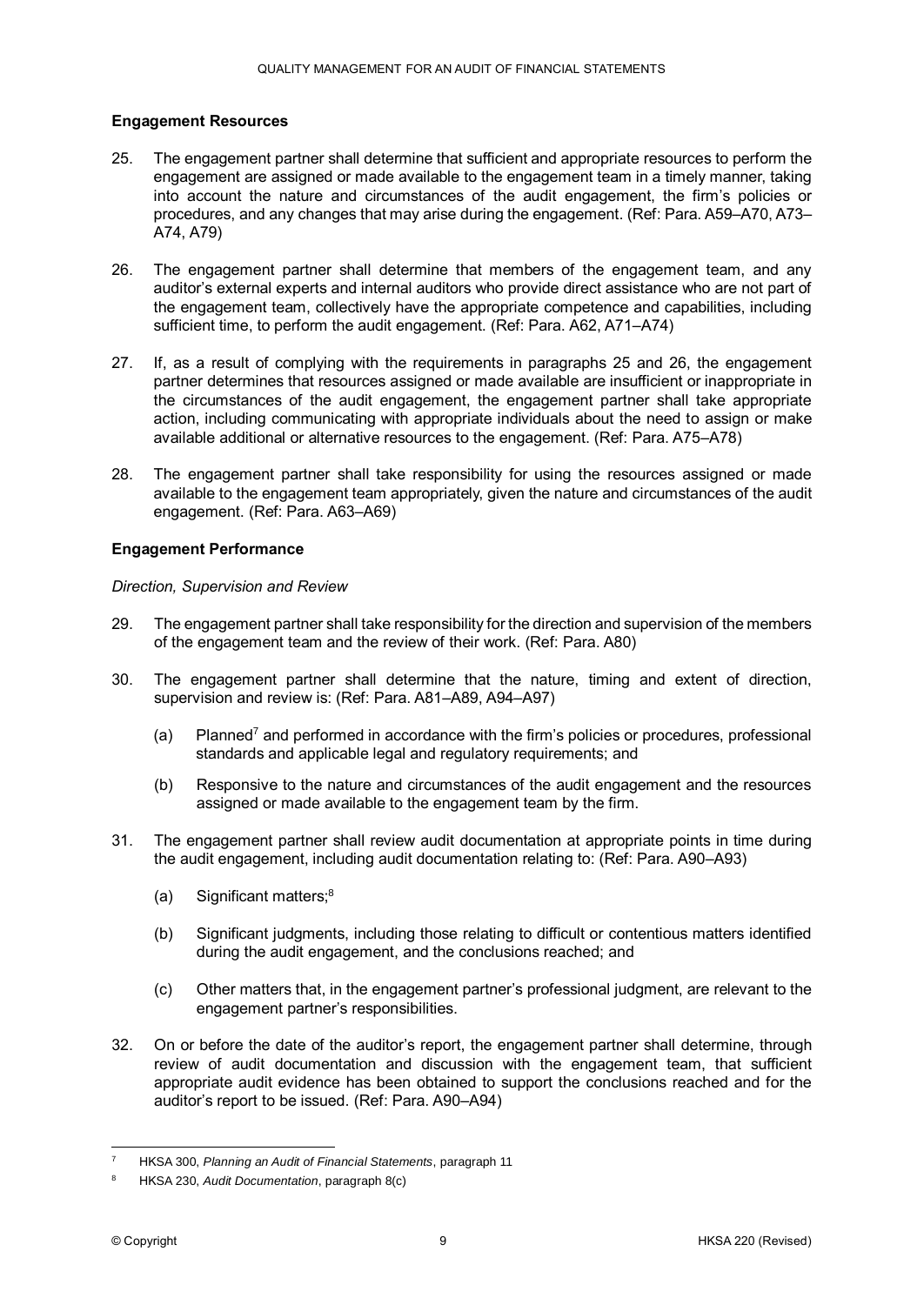### Engagement Resources

25. The engagement partner shall determine that sufficient and appropriate resources to perform the engagement are assigned or made available to the engagement team in a timely manner, taking into account the nature and circumstances of the audit engagement, the firm's policies or procedures, and any changes that may arise during the engagement. (Ref: Para. A59–A70, A73–A74, A79)

26. The engagement partner shall determine that members of the engagement team, and any auditor's external experts and internal auditors who provide direct assistance who are not part of the engagement team, collectively have the appropriate competence and capabilities, including sufficient time, to perform the audit engagement. (Ref: Para. A62, A71–A74)

27. If, as a result of complying with the requirements in paragraphs 25 and 26, the engagement partner determines that resources assigned or made available are insufficient or inappropriate in the circumstances of the audit engagement, the engagement partner shall take appropriate action, including communicating with appropriate individuals about the need to assign or make available additional or alternative resources to the engagement. (Ref: Para. A75–A78)

28. The engagement partner shall take responsibility for using the resources assigned or made available to the engagement team appropriately, given the nature and circumstances of the audit engagement. (Ref: Para. A63–A69)

### Engagement Performance

*Direction, Supervision and Review*

29. The engagement partner shall take responsibility for the direction and supervision of the members of the engagement team and the review of their work. (Ref: Para. A80)

30. The engagement partner shall determine that the nature, timing and extent of direction, supervision and review is: (Ref: Para. A81–A89, A94–A97)

    (a) Planned[7] and performed in accordance with the firm's policies or procedures, professional standards and applicable legal and regulatory requirements; and

    (b) Responsive to the nature and circumstances of the audit engagement and the resources assigned or made available to the engagement team by the firm.

31. The engagement partner shall review audit documentation at appropriate points in time during the audit engagement, including audit documentation relating to: (Ref: Para. A90–A93)

    (a) Significant matters;[8]

    (b) Significant judgments, including those relating to difficult or contentious matters identified during the audit engagement, and the conclusions reached; and

    (c) Other matters that, in the engagement partner's professional judgment, are relevant to the engagement partner's responsibilities.

32. On or before the date of the auditor's report, the engagement partner shall determine, through review of audit documentation and discussion with the engagement team, that sufficient appropriate audit evidence has been obtained to support the conclusions reached and for the auditor's report to be issued. (Ref: Para. A90–A94)

---

[7] HKSA 300, *Planning an Audit of Financial Statements*, paragraph 11

[8] HKSA 230, *Audit Documentation*, paragraph 8(c)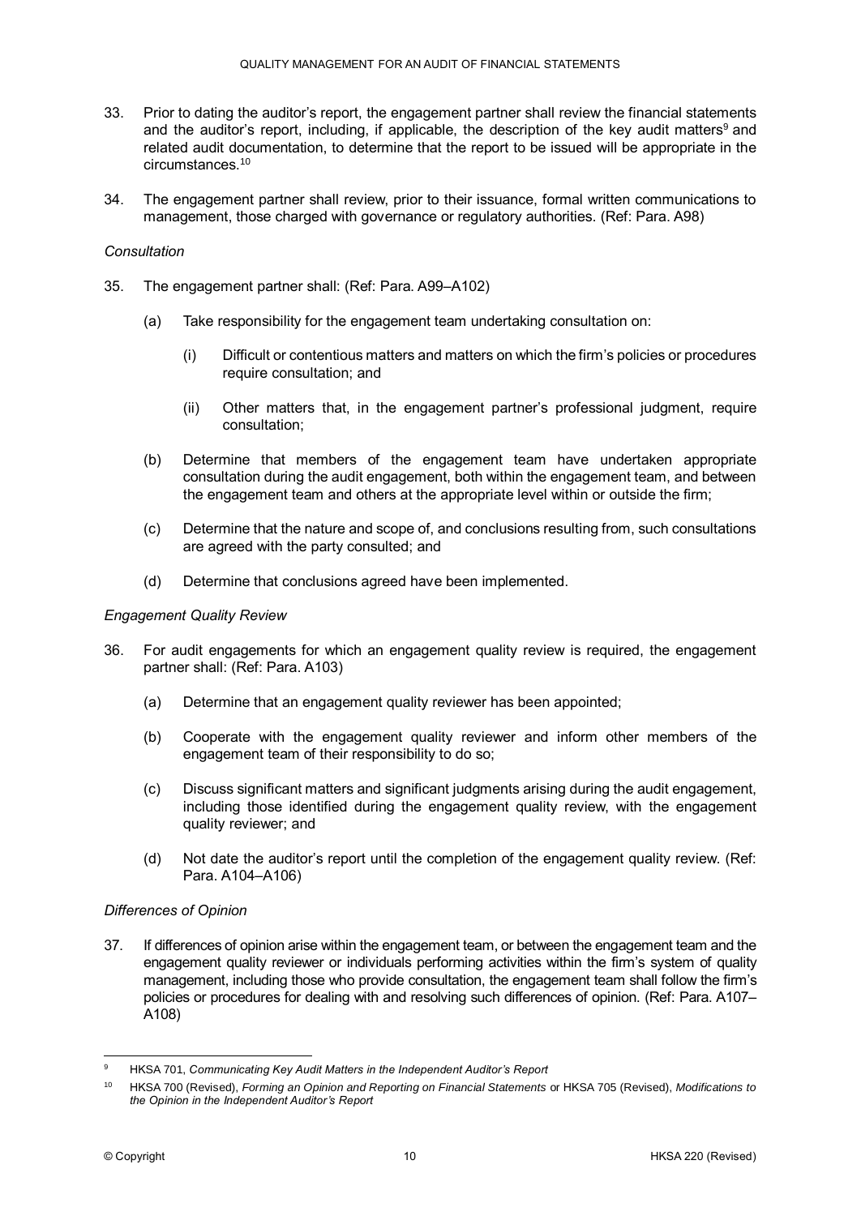33. Prior to dating the auditor's report, the engagement partner shall review the financial statements and the auditor's report, including, if applicable, the description of the key audit matters[9] and related audit documentation, to determine that the report to be issued will be appropriate in the circumstances.[10]

34. The engagement partner shall review, prior to their issuance, formal written communications to management, those charged with governance or regulatory authorities. (Ref: Para. A98)

*Consultation*

35. The engagement partner shall: (Ref: Para. A99–A102)

    (a) Take responsibility for the engagement team undertaking consultation on:

        (i) Difficult or contentious matters and matters on which the firm's policies or procedures require consultation; and

        (ii) Other matters that, in the engagement partner's professional judgment, require consultation;

    (b) Determine that members of the engagement team have undertaken appropriate consultation during the audit engagement, both within the engagement team, and between the engagement team and others at the appropriate level within or outside the firm;

    (c) Determine that the nature and scope of, and conclusions resulting from, such consultations are agreed with the party consulted; and

    (d) Determine that conclusions agreed have been implemented.

*Engagement Quality Review*

36. For audit engagements for which an engagement quality review is required, the engagement partner shall: (Ref: Para. A103)

    (a) Determine that an engagement quality reviewer has been appointed;

    (b) Cooperate with the engagement quality reviewer and inform other members of the engagement team of their responsibility to do so;

    (c) Discuss significant matters and significant judgments arising during the audit engagement, including those identified during the engagement quality review, with the engagement quality reviewer; and

    (d) Not date the auditor's report until the completion of the engagement quality review. (Ref: Para. A104–A106)

*Differences of Opinion*

37. If differences of opinion arise within the engagement team, or between the engagement team and the engagement quality reviewer or individuals performing activities within the firm's system of quality management, including those who provide consultation, the engagement team shall follow the firm's policies or procedures for dealing with and resolving such differences of opinion. (Ref: Para. A107–A108)

---

[9] HKSA 701, *Communicating Key Audit Matters in the Independent Auditor's Report*

[10] HKSA 700 (Revised), *Forming an Opinion and Reporting on Financial Statements* or HKSA 705 (Revised), *Modifications to the Opinion in the Independent Auditor's Report*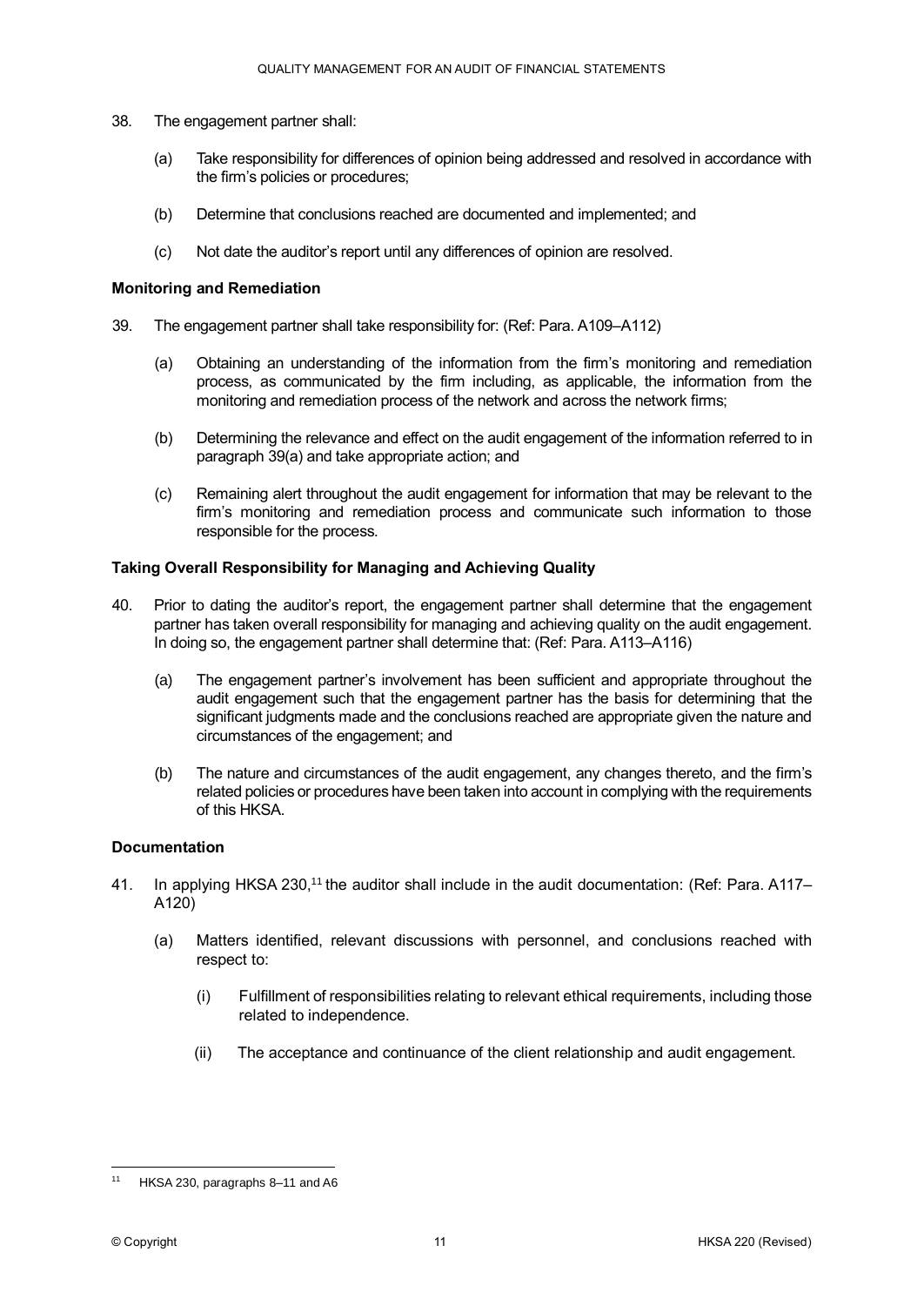38. The engagement partner shall:

    (a) Take responsibility for differences of opinion being addressed and resolved in accordance with the firm's policies or procedures;

    (b) Determine that conclusions reached are documented and implemented; and

    (c) Not date the auditor's report until any differences of opinion are resolved.

**Monitoring and Remediation**

39. The engagement partner shall take responsibility for: (Ref: Para. A109–A112)

    (a) Obtaining an understanding of the information from the firm's monitoring and remediation process, as communicated by the firm including, as applicable, the information from the monitoring and remediation process of the network and across the network firms;

    (b) Determining the relevance and effect on the audit engagement of the information referred to in paragraph 39(a) and take appropriate action; and

    (c) Remaining alert throughout the audit engagement for information that may be relevant to the firm's monitoring and remediation process and communicate such information to those responsible for the process.

**Taking Overall Responsibility for Managing and Achieving Quality**

40. Prior to dating the auditor's report, the engagement partner shall determine that the engagement partner has taken overall responsibility for managing and achieving quality on the audit engagement. In doing so, the engagement partner shall determine that: (Ref: Para. A113–A116)

    (a) The engagement partner's involvement has been sufficient and appropriate throughout the audit engagement such that the engagement partner has the basis for determining that the significant judgments made and the conclusions reached are appropriate given the nature and circumstances of the engagement; and

    (b) The nature and circumstances of the audit engagement, any changes thereto, and the firm's related policies or procedures have been taken into account in complying with the requirements of this HKSA.

**Documentation**

41. In applying HKSA 230,[11] the auditor shall include in the audit documentation: (Ref: Para. A117–A120)

    (a) Matters identified, relevant discussions with personnel, and conclusions reached with respect to:

        (i) Fulfillment of responsibilities relating to relevant ethical requirements, including those related to independence.

        (ii) The acceptance and continuance of the client relationship and audit engagement.

---

[11] HKSA 230, paragraphs 8–11 and A6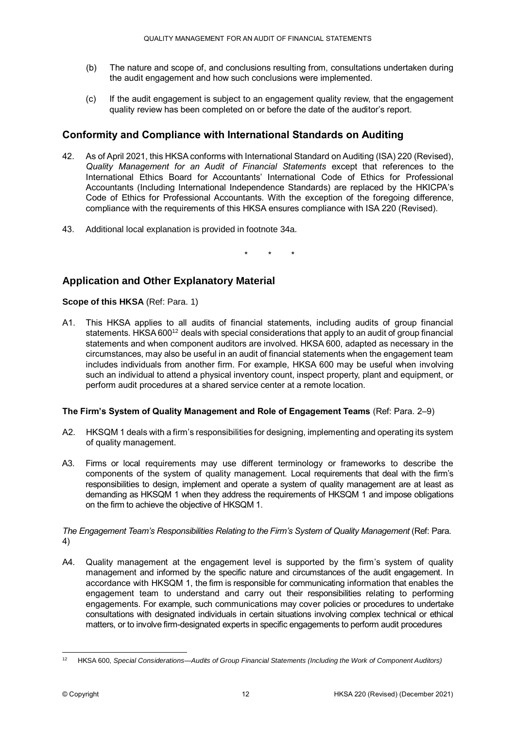(b) The nature and scope of, and conclusions resulting from, consultations undertaken during the audit engagement and how such conclusions were implemented.

(c) If the audit engagement is subject to an engagement quality review, that the engagement quality review has been completed on or before the date of the auditor's report.

## Conformity and Compliance with International Standards on Auditing

42. As of April 2021, this HKSA conforms with International Standard on Auditing (ISA) 220 (Revised), *Quality Management for an Audit of Financial Statements* except that references to the International Ethics Board for Accountants' International Code of Ethics for Professional Accountants (Including International Independence Standards) are replaced by the HKICPA's Code of Ethics for Professional Accountants. With the exception of the foregoing difference, compliance with the requirements of this HKSA ensures compliance with ISA 220 (Revised).

43. Additional local explanation is provided in footnote 34a.

\* \* \*

## Application and Other Explanatory Material

**Scope of this HKSA** (Ref: Para. 1)

A1. This HKSA applies to all audits of financial statements, including audits of group financial statements. HKSA 600[12] deals with special considerations that apply to an audit of group financial statements and when component auditors are involved. HKSA 600, adapted as necessary in the circumstances, may also be useful in an audit of financial statements when the engagement team includes individuals from another firm. For example, HKSA 600 may be useful when involving such an individual to attend a physical inventory count, inspect property, plant and equipment, or perform audit procedures at a shared service center at a remote location.

**The Firm's System of Quality Management and Role of Engagement Teams** (Ref: Para. 2–9)

A2. HKSQM 1 deals with a firm's responsibilities for designing, implementing and operating its system of quality management.

A3. Firms or local requirements may use different terminology or frameworks to describe the components of the system of quality management. Local requirements that deal with the firm's responsibilities to design, implement and operate a system of quality management are at least as demanding as HKSQM 1 when they address the requirements of HKSQM 1 and impose obligations on the firm to achieve the objective of HKSQM 1.

*The Engagement Team's Responsibilities Relating to the Firm's System of Quality Management* (Ref: Para. 4)

A4. Quality management at the engagement level is supported by the firm's system of quality management and informed by the specific nature and circumstances of the audit engagement. In accordance with HKSQM 1, the firm is responsible for communicating information that enables the engagement team to understand and carry out their responsibilities relating to performing engagements. For example, such communications may cover policies or procedures to undertake consultations with designated individuals in certain situations involving complex technical or ethical matters, or to involve firm-designated experts in specific engagements to perform audit procedures

---

[12] HKSA 600, *Special Considerations—Audits of Group Financial Statements (Including the Work of Component Auditors)*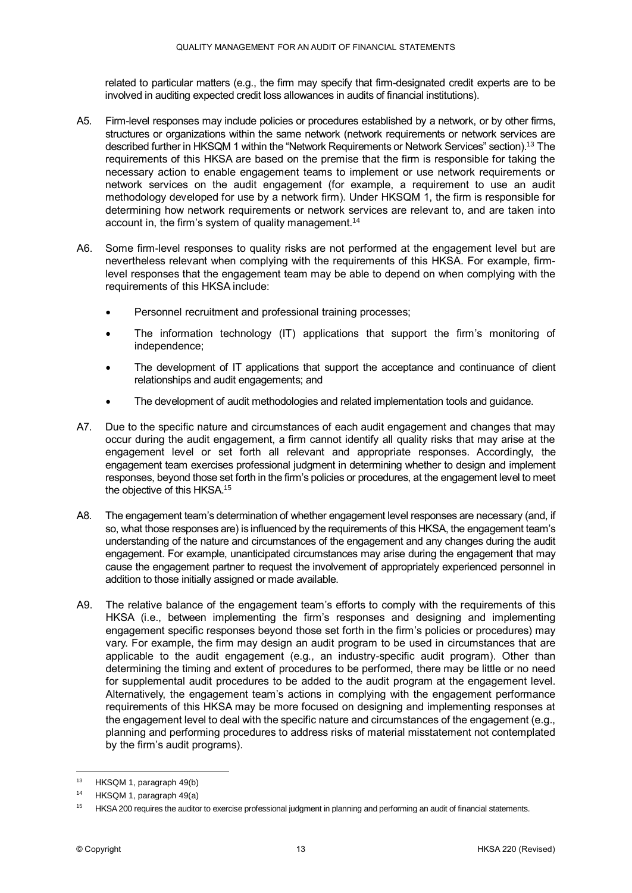related to particular matters (e.g., the firm may specify that firm-designated credit experts are to be involved in auditing expected credit loss allowances in audits of financial institutions).

A5. Firm-level responses may include policies or procedures established by a network, or by other firms, structures or organizations within the same network (network requirements or network services are described further in HKSQM 1 within the "Network Requirements or Network Services" section).[13] The requirements of this HKSA are based on the premise that the firm is responsible for taking the necessary action to enable engagement teams to implement or use network requirements or network services on the audit engagement (for example, a requirement to use an audit methodology developed for use by a network firm). Under HKSQM 1, the firm is responsible for determining how network requirements or network services are relevant to, and are taken into account in, the firm's system of quality management.[14]

A6. Some firm-level responses to quality risks are not performed at the engagement level but are nevertheless relevant when complying with the requirements of this HKSA. For example, firm-level responses that the engagement team may be able to depend on when complying with the requirements of this HKSA include:

- Personnel recruitment and professional training processes;
- The information technology (IT) applications that support the firm's monitoring of independence;
- The development of IT applications that support the acceptance and continuance of client relationships and audit engagements; and
- The development of audit methodologies and related implementation tools and guidance.

A7. Due to the specific nature and circumstances of each audit engagement and changes that may occur during the audit engagement, a firm cannot identify all quality risks that may arise at the engagement level or set forth all relevant and appropriate responses. Accordingly, the engagement team exercises professional judgment in determining whether to design and implement responses, beyond those set forth in the firm's policies or procedures, at the engagement level to meet the objective of this HKSA.[15]

A8. The engagement team's determination of whether engagement level responses are necessary (and, if so, what those responses are) is influenced by the requirements of this HKSA, the engagement team's understanding of the nature and circumstances of the engagement and any changes during the audit engagement. For example, unanticipated circumstances may arise during the engagement that may cause the engagement partner to request the involvement of appropriately experienced personnel in addition to those initially assigned or made available.

A9. The relative balance of the engagement team's efforts to comply with the requirements of this HKSA (i.e., between implementing the firm's responses and designing and implementing engagement specific responses beyond those set forth in the firm's policies or procedures) may vary. For example, the firm may design an audit program to be used in circumstances that are applicable to the audit engagement (e.g., an industry-specific audit program). Other than determining the timing and extent of procedures to be performed, there may be little or no need for supplemental audit procedures to be added to the audit program at the engagement level. Alternatively, the engagement team's actions in complying with the engagement performance requirements of this HKSA may be more focused on designing and implementing responses at the engagement level to deal with the specific nature and circumstances of the engagement (e.g., planning and performing procedures to address risks of material misstatement not contemplated by the firm's audit programs).

---

[13] HKSQM 1, paragraph 49(b)

[14] HKSQM 1, paragraph 49(a)

[15] HKSA 200 requires the auditor to exercise professional judgment in planning and performing an audit of financial statements.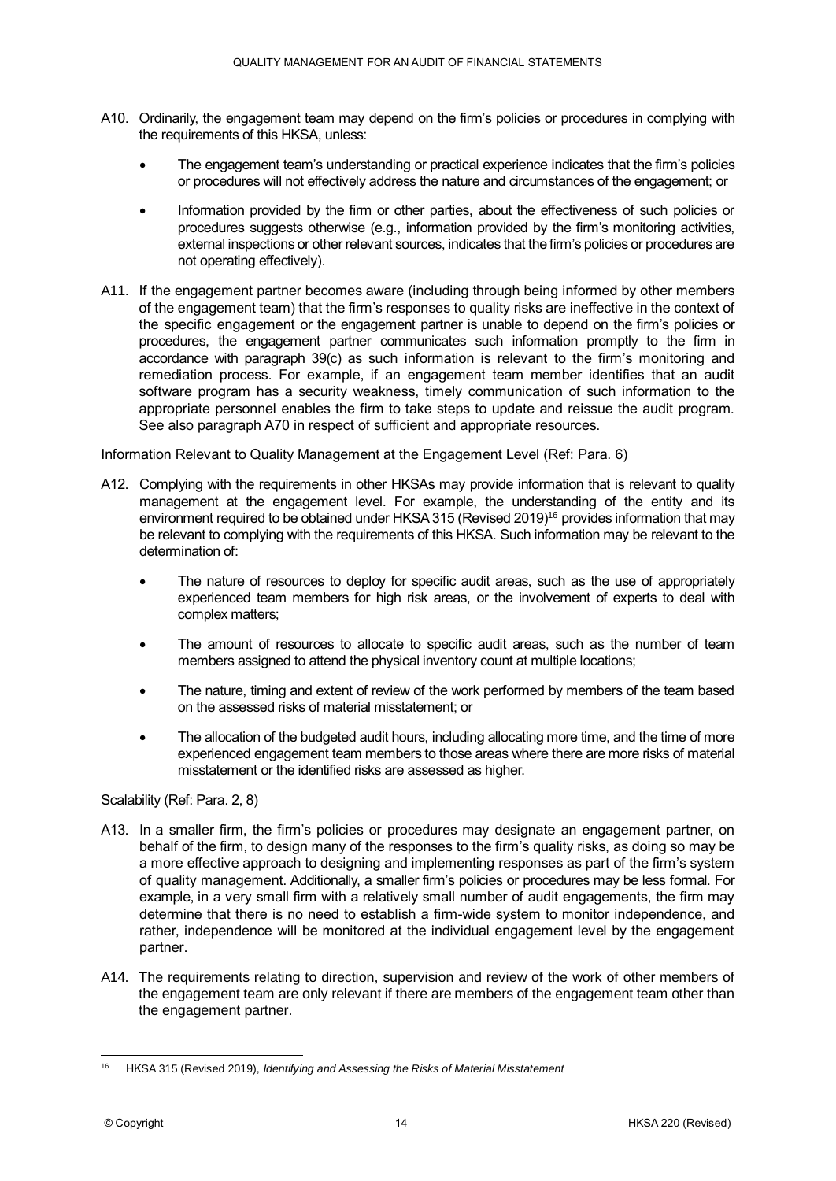A10. Ordinarily, the engagement team may depend on the firm's policies or procedures in complying with the requirements of this HKSA, unless:

- The engagement team's understanding or practical experience indicates that the firm's policies or procedures will not effectively address the nature and circumstances of the engagement; or
- Information provided by the firm or other parties, about the effectiveness of such policies or procedures suggests otherwise (e.g., information provided by the firm's monitoring activities, external inspections or other relevant sources, indicates that the firm's policies or procedures are not operating effectively).

A11. If the engagement partner becomes aware (including through being informed by other members of the engagement team) that the firm's responses to quality risks are ineffective in the context of the specific engagement or the engagement partner is unable to depend on the firm's policies or procedures, the engagement partner communicates such information promptly to the firm in accordance with paragraph 39(c) as such information is relevant to the firm's monitoring and remediation process. For example, if an engagement team member identifies that an audit software program has a security weakness, timely communication of such information to the appropriate personnel enables the firm to take steps to update and reissue the audit program. See also paragraph A70 in respect of sufficient and appropriate resources.

Information Relevant to Quality Management at the Engagement Level (Ref: Para. 6)

A12. Complying with the requirements in other HKSAs may provide information that is relevant to quality management at the engagement level. For example, the understanding of the entity and its environment required to be obtained under HKSA 315 (Revised 2019)[16] provides information that may be relevant to complying with the requirements of this HKSA. Such information may be relevant to the determination of:

- The nature of resources to deploy for specific audit areas, such as the use of appropriately experienced team members for high risk areas, or the involvement of experts to deal with complex matters;
- The amount of resources to allocate to specific audit areas, such as the number of team members assigned to attend the physical inventory count at multiple locations;
- The nature, timing and extent of review of the work performed by members of the team based on the assessed risks of material misstatement; or
- The allocation of the budgeted audit hours, including allocating more time, and the time of more experienced engagement team members to those areas where there are more risks of material misstatement or the identified risks are assessed as higher.

Scalability (Ref: Para. 2, 8)

A13. In a smaller firm, the firm's policies or procedures may designate an engagement partner, on behalf of the firm, to design many of the responses to the firm's quality risks, as doing so may be a more effective approach to designing and implementing responses as part of the firm's system of quality management. Additionally, a smaller firm's policies or procedures may be less formal. For example, in a very small firm with a relatively small number of audit engagements, the firm may determine that there is no need to establish a firm-wide system to monitor independence, and rather, independence will be monitored at the individual engagement level by the engagement partner.

A14. The requirements relating to direction, supervision and review of the work of other members of the engagement team are only relevant if there are members of the engagement team other than the engagement partner.

[16] HKSA 315 (Revised 2019), *Identifying and Assessing the Risks of Material Misstatement*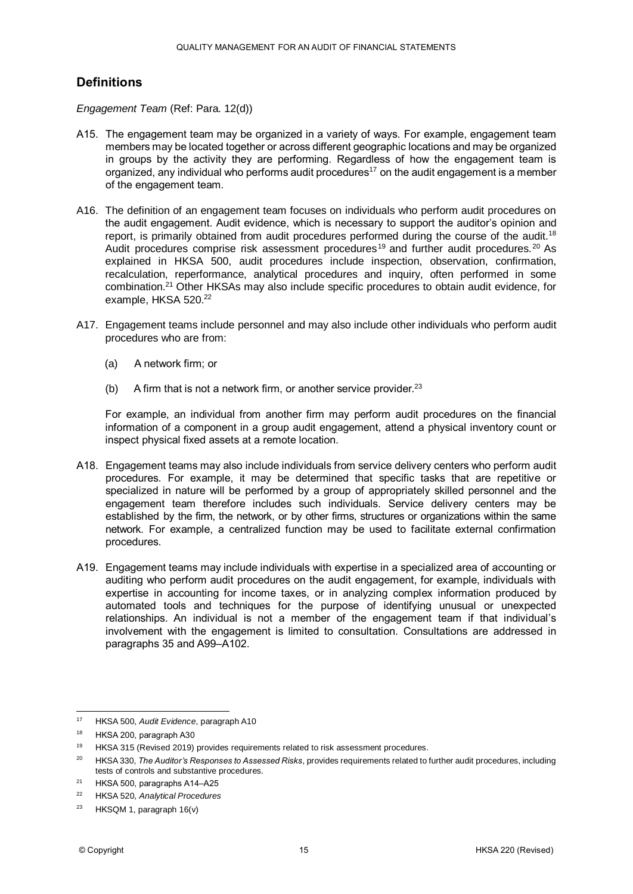## Definitions

*Engagement Team* (Ref: Para. 12(d))

A15. The engagement team may be organized in a variety of ways. For example, engagement team members may be located together or across different geographic locations and may be organized in groups by the activity they are performing. Regardless of how the engagement team is organized, any individual who performs audit procedures[17] on the audit engagement is a member of the engagement team.

A16. The definition of an engagement team focuses on individuals who perform audit procedures on the audit engagement. Audit evidence, which is necessary to support the auditor's opinion and report, is primarily obtained from audit procedures performed during the course of the audit.[18] Audit procedures comprise risk assessment procedures[19] and further audit procedures.[20] As explained in HKSA 500, audit procedures include inspection, observation, confirmation, recalculation, reperformance, analytical procedures and inquiry, often performed in some combination.[21] Other HKSAs may also include specific procedures to obtain audit evidence, for example, HKSA 520.[22]

A17. Engagement teams include personnel and may also include other individuals who perform audit procedures who are from:

(a) A network firm; or

(b) A firm that is not a network firm, or another service provider.[23]

For example, an individual from another firm may perform audit procedures on the financial information of a component in a group audit engagement, attend a physical inventory count or inspect physical fixed assets at a remote location.

A18. Engagement teams may also include individuals from service delivery centers who perform audit procedures. For example, it may be determined that specific tasks that are repetitive or specialized in nature will be performed by a group of appropriately skilled personnel and the engagement team therefore includes such individuals. Service delivery centers may be established by the firm, the network, or by other firms, structures or organizations within the same network. For example, a centralized function may be used to facilitate external confirmation procedures.

A19. Engagement teams may include individuals with expertise in a specialized area of accounting or auditing who perform audit procedures on the audit engagement, for example, individuals with expertise in accounting for income taxes, or in analyzing complex information produced by automated tools and techniques for the purpose of identifying unusual or unexpected relationships. An individual is not a member of the engagement team if that individual's involvement with the engagement is limited to consultation. Consultations are addressed in paragraphs 35 and A99–A102.

---

[17] HKSA 500, *Audit Evidence*, paragraph A10

[18] HKSA 200, paragraph A30

[19] HKSA 315 (Revised 2019) provides requirements related to risk assessment procedures.

[20] HKSA 330, *The Auditor's Responses to Assessed Risks*, provides requirements related to further audit procedures, including tests of controls and substantive procedures.

[21] HKSA 500, paragraphs A14–A25

[22] HKSA 520, *Analytical Procedures*

[23] HKSQM 1, paragraph 16(v)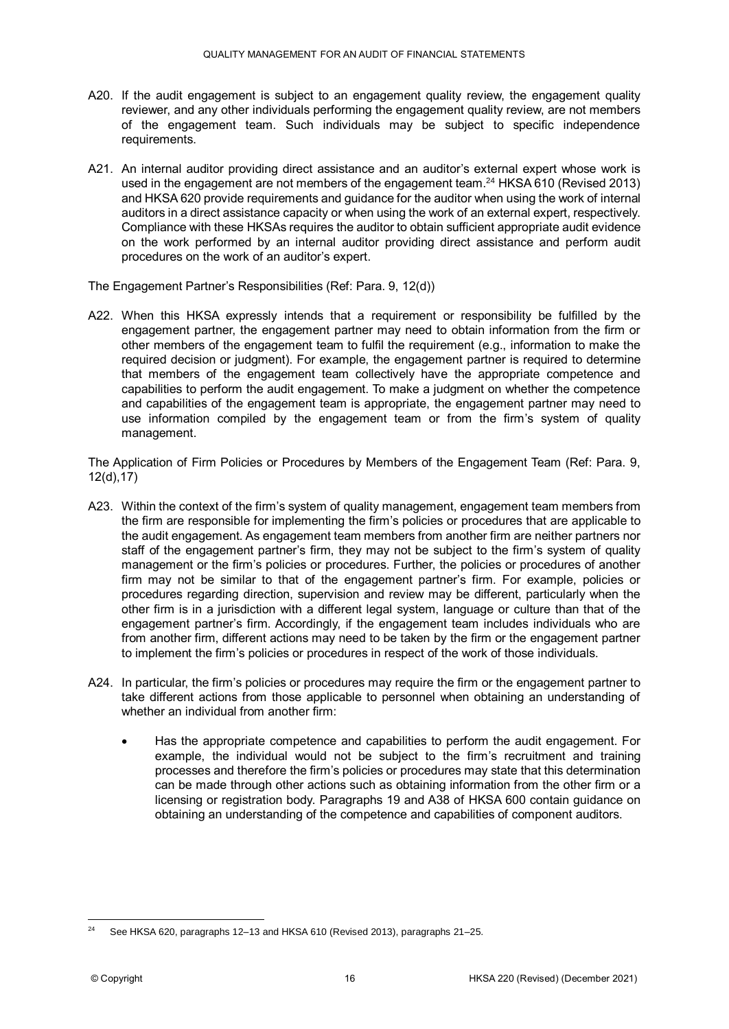A20. If the audit engagement is subject to an engagement quality review, the engagement quality reviewer, and any other individuals performing the engagement quality review, are not members of the engagement team. Such individuals may be subject to specific independence requirements.

A21. An internal auditor providing direct assistance and an auditor's external expert whose work is used in the engagement are not members of the engagement team.[24] HKSA 610 (Revised 2013) and HKSA 620 provide requirements and guidance for the auditor when using the work of internal auditors in a direct assistance capacity or when using the work of an external expert, respectively. Compliance with these HKSAs requires the auditor to obtain sufficient appropriate audit evidence on the work performed by an internal auditor providing direct assistance and perform audit procedures on the work of an auditor's expert.

The Engagement Partner's Responsibilities (Ref: Para. 9, 12(d))

A22. When this HKSA expressly intends that a requirement or responsibility be fulfilled by the engagement partner, the engagement partner may need to obtain information from the firm or other members of the engagement team to fulfil the requirement (e.g., information to make the required decision or judgment). For example, the engagement partner is required to determine that members of the engagement team collectively have the appropriate competence and capabilities to perform the audit engagement. To make a judgment on whether the competence and capabilities of the engagement team is appropriate, the engagement partner may need to use information compiled by the engagement team or from the firm's system of quality management.

The Application of Firm Policies or Procedures by Members of the Engagement Team (Ref: Para. 9, 12(d),17)

A23. Within the context of the firm's system of quality management, engagement team members from the firm are responsible for implementing the firm's policies or procedures that are applicable to the audit engagement. As engagement team members from another firm are neither partners nor staff of the engagement partner's firm, they may not be subject to the firm's system of quality management or the firm's policies or procedures. Further, the policies or procedures of another firm may not be similar to that of the engagement partner's firm. For example, policies or procedures regarding direction, supervision and review may be different, particularly when the other firm is in a jurisdiction with a different legal system, language or culture than that of the engagement partner's firm. Accordingly, if the engagement team includes individuals who are from another firm, different actions may need to be taken by the firm or the engagement partner to implement the firm's policies or procedures in respect of the work of those individuals.

A24. In particular, the firm's policies or procedures may require the firm or the engagement partner to take different actions from those applicable to personnel when obtaining an understanding of whether an individual from another firm:

- Has the appropriate competence and capabilities to perform the audit engagement. For example, the individual would not be subject to the firm's recruitment and training processes and therefore the firm's policies or procedures may state that this determination can be made through other actions such as obtaining information from the other firm or a licensing or registration body. Paragraphs 19 and A38 of HKSA 600 contain guidance on obtaining an understanding of the competence and capabilities of component auditors.

[24] See HKSA 620, paragraphs 12–13 and HKSA 610 (Revised 2013), paragraphs 21–25.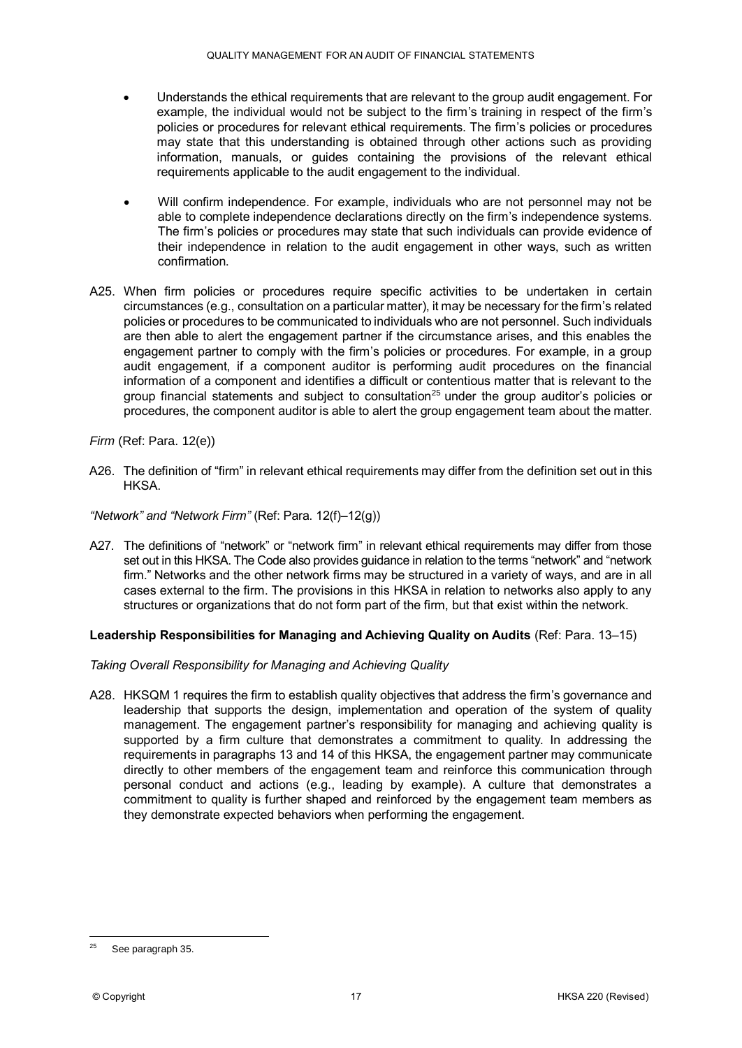- Understands the ethical requirements that are relevant to the group audit engagement. For example, the individual would not be subject to the firm's training in respect of the firm's policies or procedures for relevant ethical requirements. The firm's policies or procedures may state that this understanding is obtained through other actions such as providing information, manuals, or guides containing the provisions of the relevant ethical requirements applicable to the audit engagement to the individual.

- Will confirm independence. For example, individuals who are not personnel may not be able to complete independence declarations directly on the firm's independence systems. The firm's policies or procedures may state that such individuals can provide evidence of their independence in relation to the audit engagement in other ways, such as written confirmation.

A25. When firm policies or procedures require specific activities to be undertaken in certain circumstances (e.g., consultation on a particular matter), it may be necessary for the firm's related policies or procedures to be communicated to individuals who are not personnel. Such individuals are then able to alert the engagement partner if the circumstance arises, and this enables the engagement partner to comply with the firm's policies or procedures. For example, in a group audit engagement, if a component auditor is performing audit procedures on the financial information of a component and identifies a difficult or contentious matter that is relevant to the group financial statements and subject to consultation[25] under the group auditor's policies or procedures, the component auditor is able to alert the group engagement team about the matter.

*Firm* (Ref: Para. 12(e))

A26. The definition of "firm" in relevant ethical requirements may differ from the definition set out in this HKSA.

*"Network" and "Network Firm"* (Ref: Para. 12(f)–12(g))

A27. The definitions of "network" or "network firm" in relevant ethical requirements may differ from those set out in this HKSA. The Code also provides guidance in relation to the terms "network" and "network firm." Networks and the other network firms may be structured in a variety of ways, and are in all cases external to the firm. The provisions in this HKSA in relation to networks also apply to any structures or organizations that do not form part of the firm, but that exist within the network.

**Leadership Responsibilities for Managing and Achieving Quality on Audits** (Ref: Para. 13–15)

*Taking Overall Responsibility for Managing and Achieving Quality*

A28. HKSQM 1 requires the firm to establish quality objectives that address the firm's governance and leadership that supports the design, implementation and operation of the system of quality management. The engagement partner's responsibility for managing and achieving quality is supported by a firm culture that demonstrates a commitment to quality. In addressing the requirements in paragraphs 13 and 14 of this HKSA, the engagement partner may communicate directly to other members of the engagement team and reinforce this communication through personal conduct and actions (e.g., leading by example). A culture that demonstrates a commitment to quality is further shaped and reinforced by the engagement team members as they demonstrate expected behaviors when performing the engagement.

---

[25] See paragraph 35.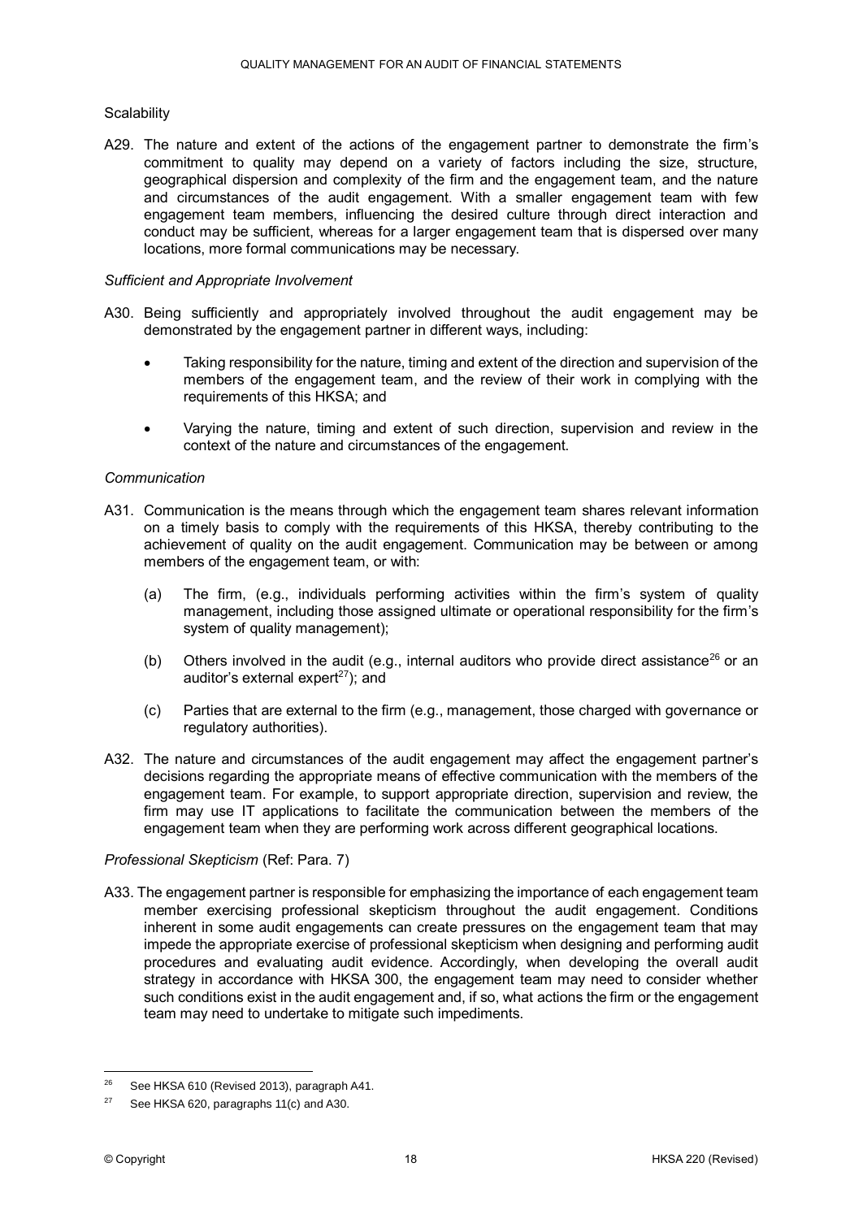Scalability

A29. The nature and extent of the actions of the engagement partner to demonstrate the firm's commitment to quality may depend on a variety of factors including the size, structure, geographical dispersion and complexity of the firm and the engagement team, and the nature and circumstances of the audit engagement. With a smaller engagement team with few engagement team members, influencing the desired culture through direct interaction and conduct may be sufficient, whereas for a larger engagement team that is dispersed over many locations, more formal communications may be necessary.

*Sufficient and Appropriate Involvement*

A30. Being sufficiently and appropriately involved throughout the audit engagement may be demonstrated by the engagement partner in different ways, including:

- Taking responsibility for the nature, timing and extent of the direction and supervision of the members of the engagement team, and the review of their work in complying with the requirements of this HKSA; and
- Varying the nature, timing and extent of such direction, supervision and review in the context of the nature and circumstances of the engagement.

*Communication*

A31. Communication is the means through which the engagement team shares relevant information on a timely basis to comply with the requirements of this HKSA, thereby contributing to the achievement of quality on the audit engagement. Communication may be between or among members of the engagement team, or with:

(a) The firm, (e.g., individuals performing activities within the firm's system of quality management, including those assigned ultimate or operational responsibility for the firm's system of quality management);

(b) Others involved in the audit (e.g., internal auditors who provide direct assistance[26] or an auditor's external expert[27]); and

(c) Parties that are external to the firm (e.g., management, those charged with governance or regulatory authorities).

A32. The nature and circumstances of the audit engagement may affect the engagement partner's decisions regarding the appropriate means of effective communication with the members of the engagement team. For example, to support appropriate direction, supervision and review, the firm may use IT applications to facilitate the communication between the members of the engagement team when they are performing work across different geographical locations.

*Professional Skepticism* (Ref: Para. 7)

A33. The engagement partner is responsible for emphasizing the importance of each engagement team member exercising professional skepticism throughout the audit engagement. Conditions inherent in some audit engagements can create pressures on the engagement team that may impede the appropriate exercise of professional skepticism when designing and performing audit procedures and evaluating audit evidence. Accordingly, when developing the overall audit strategy in accordance with HKSA 300, the engagement team may need to consider whether such conditions exist in the audit engagement and, if so, what actions the firm or the engagement team may need to undertake to mitigate such impediments.

---

[26] See HKSA 610 (Revised 2013), paragraph A41.

[27] See HKSA 620, paragraphs 11(c) and A30.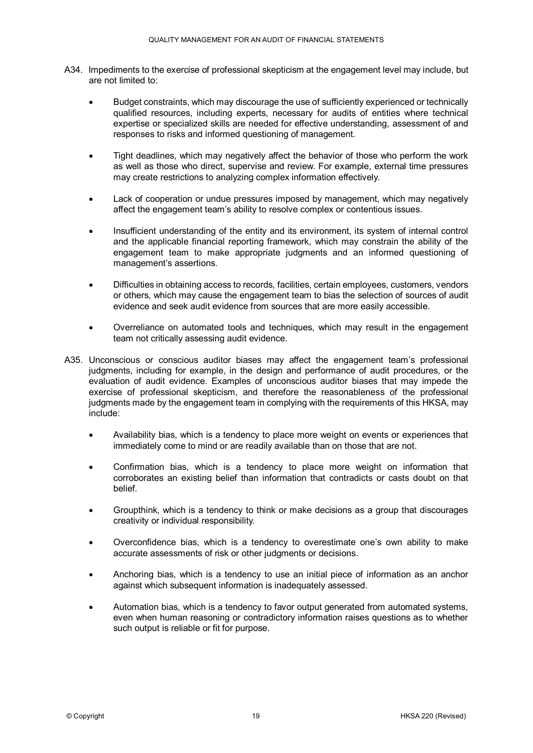A34. Impediments to the exercise of professional skepticism at the engagement level may include, but are not limited to:

- Budget constraints, which may discourage the use of sufficiently experienced or technically qualified resources, including experts, necessary for audits of entities where technical expertise or specialized skills are needed for effective understanding, assessment of and responses to risks and informed questioning of management.

- Tight deadlines, which may negatively affect the behavior of those who perform the work as well as those who direct, supervise and review. For example, external time pressures may create restrictions to analyzing complex information effectively.

- Lack of cooperation or undue pressures imposed by management, which may negatively affect the engagement team's ability to resolve complex or contentious issues.

- Insufficient understanding of the entity and its environment, its system of internal control and the applicable financial reporting framework, which may constrain the ability of the engagement team to make appropriate judgments and an informed questioning of management's assertions.

- Difficulties in obtaining access to records, facilities, certain employees, customers, vendors or others, which may cause the engagement team to bias the selection of sources of audit evidence and seek audit evidence from sources that are more easily accessible.

- Overreliance on automated tools and techniques, which may result in the engagement team not critically assessing audit evidence.

A35. Unconscious or conscious auditor biases may affect the engagement team's professional judgments, including for example, in the design and performance of audit procedures, or the evaluation of audit evidence. Examples of unconscious auditor biases that may impede the exercise of professional skepticism, and therefore the reasonableness of the professional judgments made by the engagement team in complying with the requirements of this HKSA, may include:

- Availability bias, which is a tendency to place more weight on events or experiences that immediately come to mind or are readily available than on those that are not.

- Confirmation bias, which is a tendency to place more weight on information that corroborates an existing belief than information that contradicts or casts doubt on that belief.

- Groupthink, which is a tendency to think or make decisions as a group that discourages creativity or individual responsibility.

- Overconfidence bias, which is a tendency to overestimate one's own ability to make accurate assessments of risk or other judgments or decisions.

- Anchoring bias, which is a tendency to use an initial piece of information as an anchor against which subsequent information is inadequately assessed.

- Automation bias, which is a tendency to favor output generated from automated systems, even when human reasoning or contradictory information raises questions as to whether such output is reliable or fit for purpose.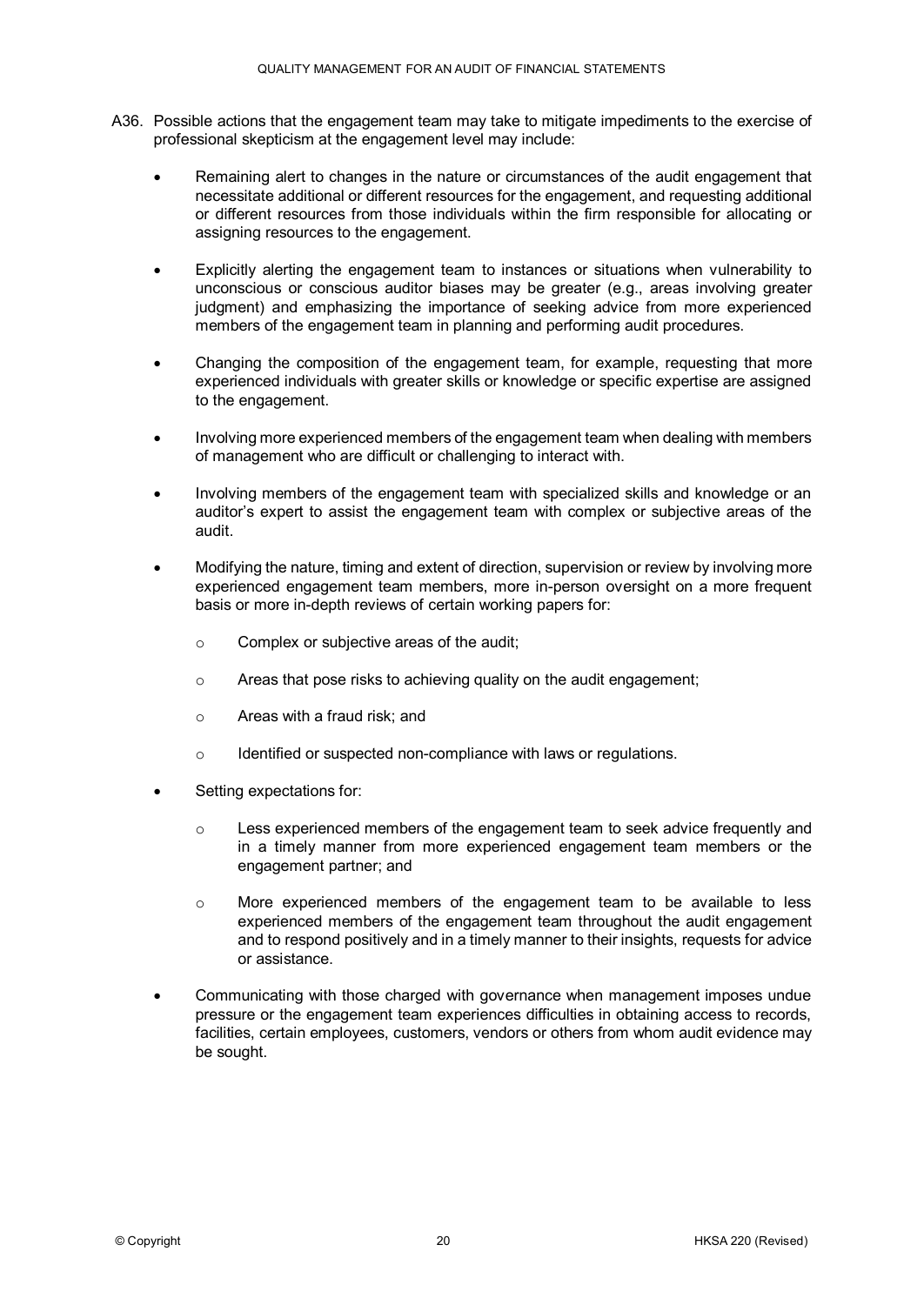A36. Possible actions that the engagement team may take to mitigate impediments to the exercise of professional skepticism at the engagement level may include:

- Remaining alert to changes in the nature or circumstances of the audit engagement that necessitate additional or different resources for the engagement, and requesting additional or different resources from those individuals within the firm responsible for allocating or assigning resources to the engagement.
- Explicitly alerting the engagement team to instances or situations when vulnerability to unconscious or conscious auditor biases may be greater (e.g., areas involving greater judgment) and emphasizing the importance of seeking advice from more experienced members of the engagement team in planning and performing audit procedures.
- Changing the composition of the engagement team, for example, requesting that more experienced individuals with greater skills or knowledge or specific expertise are assigned to the engagement.
- Involving more experienced members of the engagement team when dealing with members of management who are difficult or challenging to interact with.
- Involving members of the engagement team with specialized skills and knowledge or an auditor's expert to assist the engagement team with complex or subjective areas of the audit.
- Modifying the nature, timing and extent of direction, supervision or review by involving more experienced engagement team members, more in-person oversight on a more frequent basis or more in-depth reviews of certain working papers for:
  - Complex or subjective areas of the audit;
  - Areas that pose risks to achieving quality on the audit engagement;
  - Areas with a fraud risk; and
  - Identified or suspected non-compliance with laws or regulations.
- Setting expectations for:
  - Less experienced members of the engagement team to seek advice frequently and in a timely manner from more experienced engagement team members or the engagement partner; and
  - More experienced members of the engagement team to be available to less experienced members of the engagement team throughout the audit engagement and to respond positively and in a timely manner to their insights, requests for advice or assistance.
- Communicating with those charged with governance when management imposes undue pressure or the engagement team experiences difficulties in obtaining access to records, facilities, certain employees, customers, vendors or others from whom audit evidence may be sought.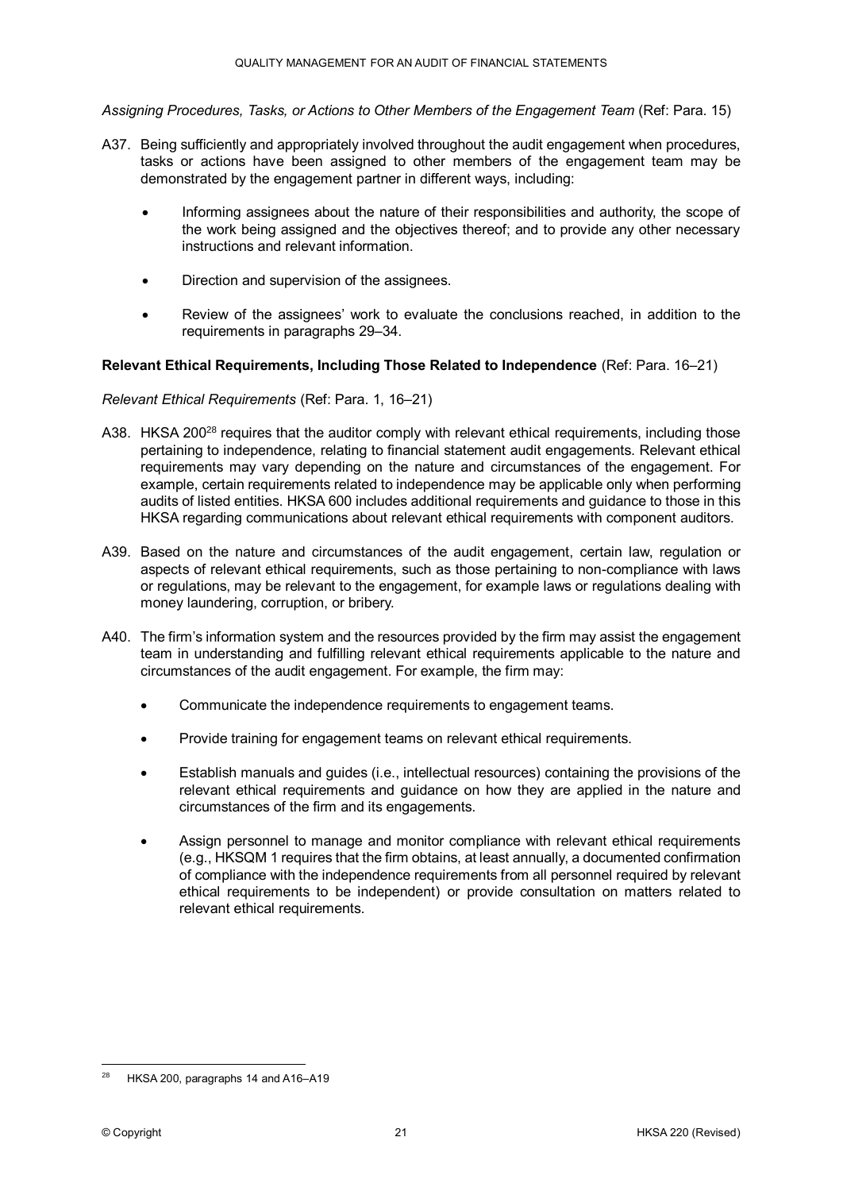*Assigning Procedures, Tasks, or Actions to Other Members of the Engagement Team* (Ref: Para. 15)

A37. Being sufficiently and appropriately involved throughout the audit engagement when procedures, tasks or actions have been assigned to other members of the engagement team may be demonstrated by the engagement partner in different ways, including:

- Informing assignees about the nature of their responsibilities and authority, the scope of the work being assigned and the objectives thereof; and to provide any other necessary instructions and relevant information.
- Direction and supervision of the assignees.
- Review of the assignees' work to evaluate the conclusions reached, in addition to the requirements in paragraphs 29–34.

**Relevant Ethical Requirements, Including Those Related to Independence** (Ref: Para. 16–21)

*Relevant Ethical Requirements* (Ref: Para. 1, 16–21)

A38. HKSA 200[28] requires that the auditor comply with relevant ethical requirements, including those pertaining to independence, relating to financial statement audit engagements. Relevant ethical requirements may vary depending on the nature and circumstances of the engagement. For example, certain requirements related to independence may be applicable only when performing audits of listed entities. HKSA 600 includes additional requirements and guidance to those in this HKSA regarding communications about relevant ethical requirements with component auditors.

A39. Based on the nature and circumstances of the audit engagement, certain law, regulation or aspects of relevant ethical requirements, such as those pertaining to non-compliance with laws or regulations, may be relevant to the engagement, for example laws or regulations dealing with money laundering, corruption, or bribery.

A40. The firm's information system and the resources provided by the firm may assist the engagement team in understanding and fulfilling relevant ethical requirements applicable to the nature and circumstances of the audit engagement. For example, the firm may:

- Communicate the independence requirements to engagement teams.
- Provide training for engagement teams on relevant ethical requirements.
- Establish manuals and guides (i.e., intellectual resources) containing the provisions of the relevant ethical requirements and guidance on how they are applied in the nature and circumstances of the firm and its engagements.
- Assign personnel to manage and monitor compliance with relevant ethical requirements (e.g., HKSQM 1 requires that the firm obtains, at least annually, a documented confirmation of compliance with the independence requirements from all personnel required by relevant ethical requirements to be independent) or provide consultation on matters related to relevant ethical requirements.

---

[28] HKSA 200, paragraphs 14 and A16–A19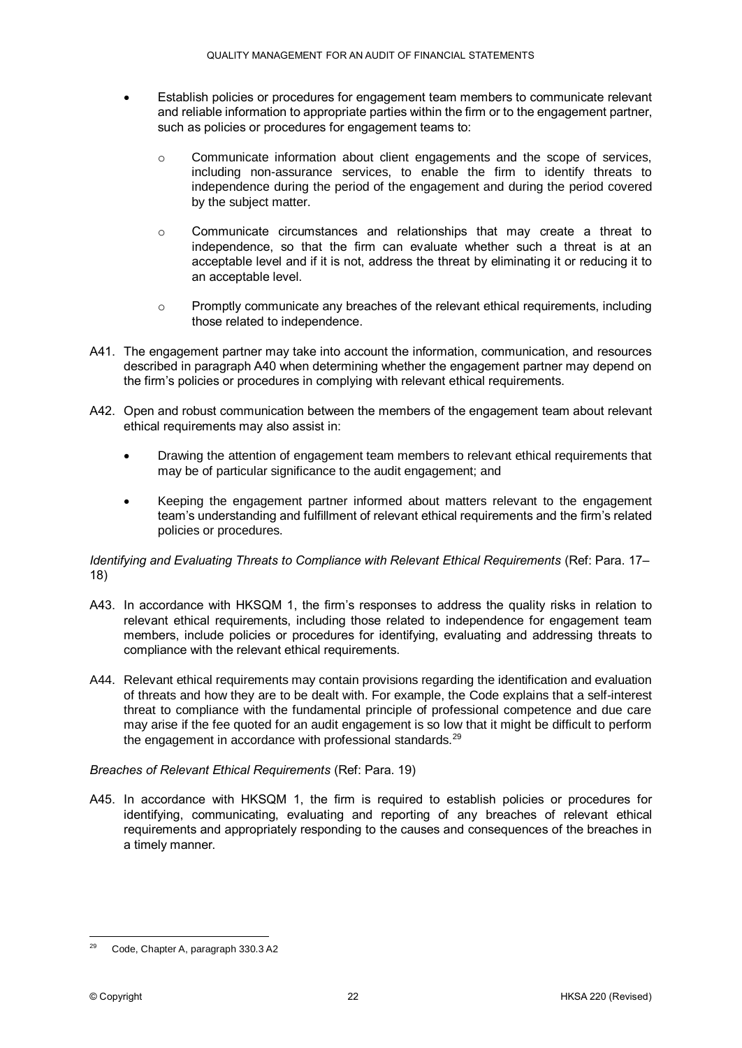- Establish policies or procedures for engagement team members to communicate relevant and reliable information to appropriate parties within the firm or to the engagement partner, such as policies or procedures for engagement teams to:

    - Communicate information about client engagements and the scope of services, including non-assurance services, to enable the firm to identify threats to independence during the period of the engagement and during the period covered by the subject matter.

    - Communicate circumstances and relationships that may create a threat to independence, so that the firm can evaluate whether such a threat is at an acceptable level and if it is not, address the threat by eliminating it or reducing it to an acceptable level.

    - Promptly communicate any breaches of the relevant ethical requirements, including those related to independence.

A41. The engagement partner may take into account the information, communication, and resources described in paragraph A40 when determining whether the engagement partner may depend on the firm's policies or procedures in complying with relevant ethical requirements.

A42. Open and robust communication between the members of the engagement team about relevant ethical requirements may also assist in:

- Drawing the attention of engagement team members to relevant ethical requirements that may be of particular significance to the audit engagement; and

- Keeping the engagement partner informed about matters relevant to the engagement team's understanding and fulfillment of relevant ethical requirements and the firm's related policies or procedures.

*Identifying and Evaluating Threats to Compliance with Relevant Ethical Requirements* (Ref: Para. 17–18)

A43. In accordance with HKSQM 1, the firm's responses to address the quality risks in relation to relevant ethical requirements, including those related to independence for engagement team members, include policies or procedures for identifying, evaluating and addressing threats to compliance with the relevant ethical requirements.

A44. Relevant ethical requirements may contain provisions regarding the identification and evaluation of threats and how they are to be dealt with. For example, the Code explains that a self-interest threat to compliance with the fundamental principle of professional competence and due care may arise if the fee quoted for an audit engagement is so low that it might be difficult to perform the engagement in accordance with professional standards.[29]

*Breaches of Relevant Ethical Requirements* (Ref: Para. 19)

A45. In accordance with HKSQM 1, the firm is required to establish policies or procedures for identifying, communicating, evaluating and reporting of any breaches of relevant ethical requirements and appropriately responding to the causes and consequences of the breaches in a timely manner.

[29] Code, Chapter A, paragraph 330.3 A2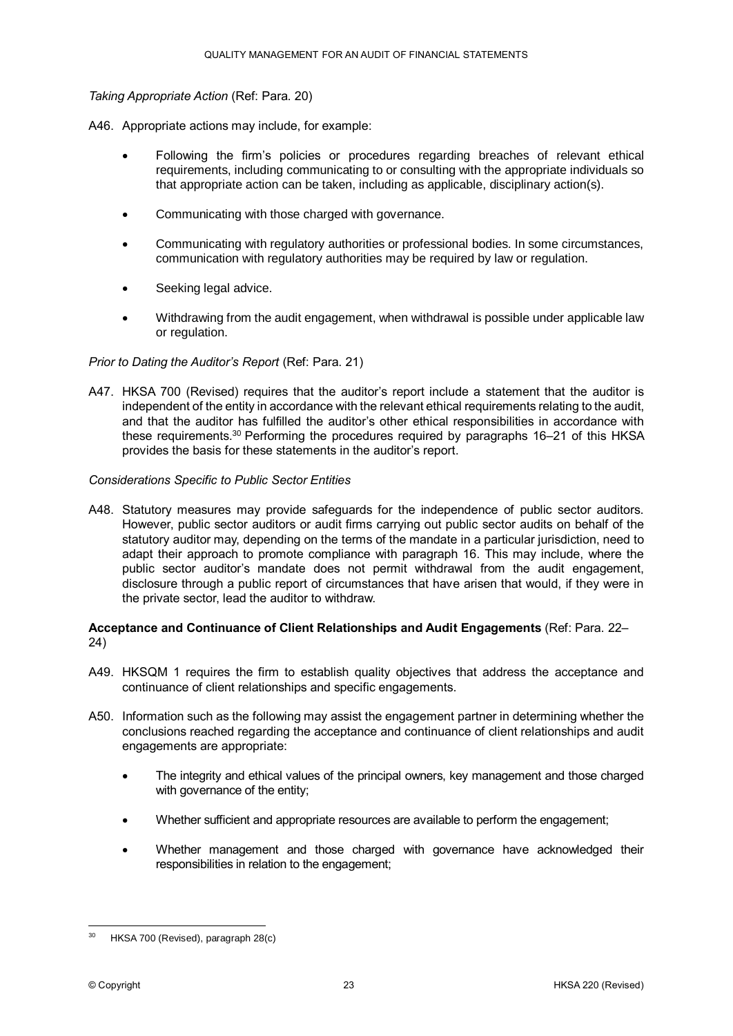*Taking Appropriate Action* (Ref: Para. 20)

A46. Appropriate actions may include, for example:

- Following the firm's policies or procedures regarding breaches of relevant ethical requirements, including communicating to or consulting with the appropriate individuals so that appropriate action can be taken, including as applicable, disciplinary action(s).
- Communicating with those charged with governance.
- Communicating with regulatory authorities or professional bodies. In some circumstances, communication with regulatory authorities may be required by law or regulation.
- Seeking legal advice.
- Withdrawing from the audit engagement, when withdrawal is possible under applicable law or regulation.

*Prior to Dating the Auditor's Report* (Ref: Para. 21)

A47. HKSA 700 (Revised) requires that the auditor's report include a statement that the auditor is independent of the entity in accordance with the relevant ethical requirements relating to the audit, and that the auditor has fulfilled the auditor's other ethical responsibilities in accordance with these requirements.[30] Performing the procedures required by paragraphs 16–21 of this HKSA provides the basis for these statements in the auditor's report.

*Considerations Specific to Public Sector Entities*

A48. Statutory measures may provide safeguards for the independence of public sector auditors. However, public sector auditors or audit firms carrying out public sector audits on behalf of the statutory auditor may, depending on the terms of the mandate in a particular jurisdiction, need to adapt their approach to promote compliance with paragraph 16. This may include, where the public sector auditor's mandate does not permit withdrawal from the audit engagement, disclosure through a public report of circumstances that have arisen that would, if they were in the private sector, lead the auditor to withdraw.

**Acceptance and Continuance of Client Relationships and Audit Engagements** (Ref: Para. 22–24)

A49. HKSQM 1 requires the firm to establish quality objectives that address the acceptance and continuance of client relationships and specific engagements.

A50. Information such as the following may assist the engagement partner in determining whether the conclusions reached regarding the acceptance and continuance of client relationships and audit engagements are appropriate:

- The integrity and ethical values of the principal owners, key management and those charged with governance of the entity;
- Whether sufficient and appropriate resources are available to perform the engagement;
- Whether management and those charged with governance have acknowledged their responsibilities in relation to the engagement;

---

[30] HKSA 700 (Revised), paragraph 28(c)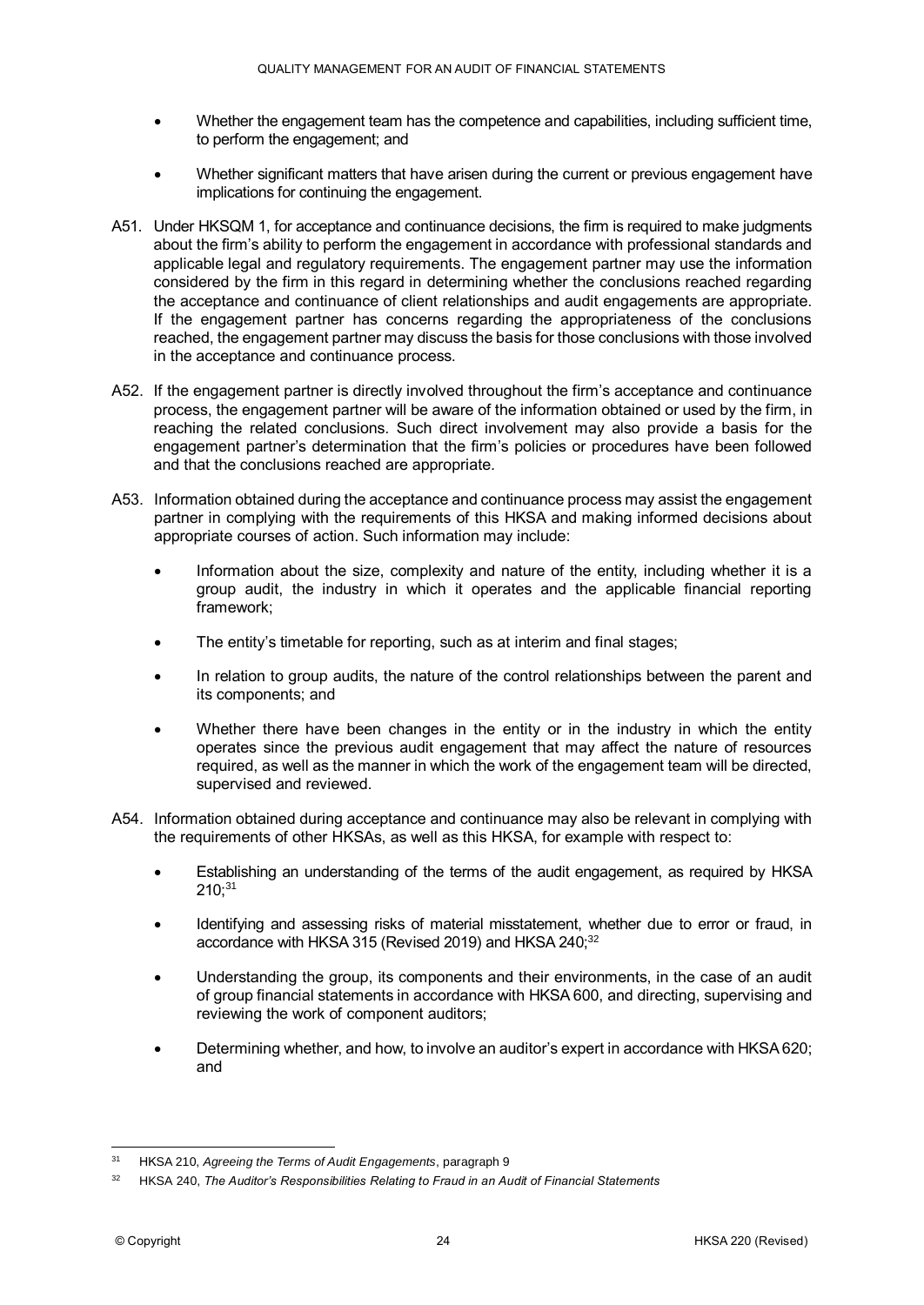- Whether the engagement team has the competence and capabilities, including sufficient time, to perform the engagement; and
- Whether significant matters that have arisen during the current or previous engagement have implications for continuing the engagement.

A51. Under HKSQM 1, for acceptance and continuance decisions, the firm is required to make judgments about the firm's ability to perform the engagement in accordance with professional standards and applicable legal and regulatory requirements. The engagement partner may use the information considered by the firm in this regard in determining whether the conclusions reached regarding the acceptance and continuance of client relationships and audit engagements are appropriate. If the engagement partner has concerns regarding the appropriateness of the conclusions reached, the engagement partner may discuss the basis for those conclusions with those involved in the acceptance and continuance process.

A52. If the engagement partner is directly involved throughout the firm's acceptance and continuance process, the engagement partner will be aware of the information obtained or used by the firm, in reaching the related conclusions. Such direct involvement may also provide a basis for the engagement partner's determination that the firm's policies or procedures have been followed and that the conclusions reached are appropriate.

A53. Information obtained during the acceptance and continuance process may assist the engagement partner in complying with the requirements of this HKSA and making informed decisions about appropriate courses of action. Such information may include:

- Information about the size, complexity and nature of the entity, including whether it is a group audit, the industry in which it operates and the applicable financial reporting framework;
- The entity's timetable for reporting, such as at interim and final stages;
- In relation to group audits, the nature of the control relationships between the parent and its components; and
- Whether there have been changes in the entity or in the industry in which the entity operates since the previous audit engagement that may affect the nature of resources required, as well as the manner in which the work of the engagement team will be directed, supervised and reviewed.

A54. Information obtained during acceptance and continuance may also be relevant in complying with the requirements of other HKSAs, as well as this HKSA, for example with respect to:

- Establishing an understanding of the terms of the audit engagement, as required by HKSA 210;[31]
- Identifying and assessing risks of material misstatement, whether due to error or fraud, in accordance with HKSA 315 (Revised 2019) and HKSA 240;[32]
- Understanding the group, its components and their environments, in the case of an audit of group financial statements in accordance with HKSA 600, and directing, supervising and reviewing the work of component auditors;
- Determining whether, and how, to involve an auditor's expert in accordance with HKSA 620; and

---

[31] HKSA 210, *Agreeing the Terms of Audit Engagements*, paragraph 9

[32] HKSA 240, *The Auditor's Responsibilities Relating to Fraud in an Audit of Financial Statements*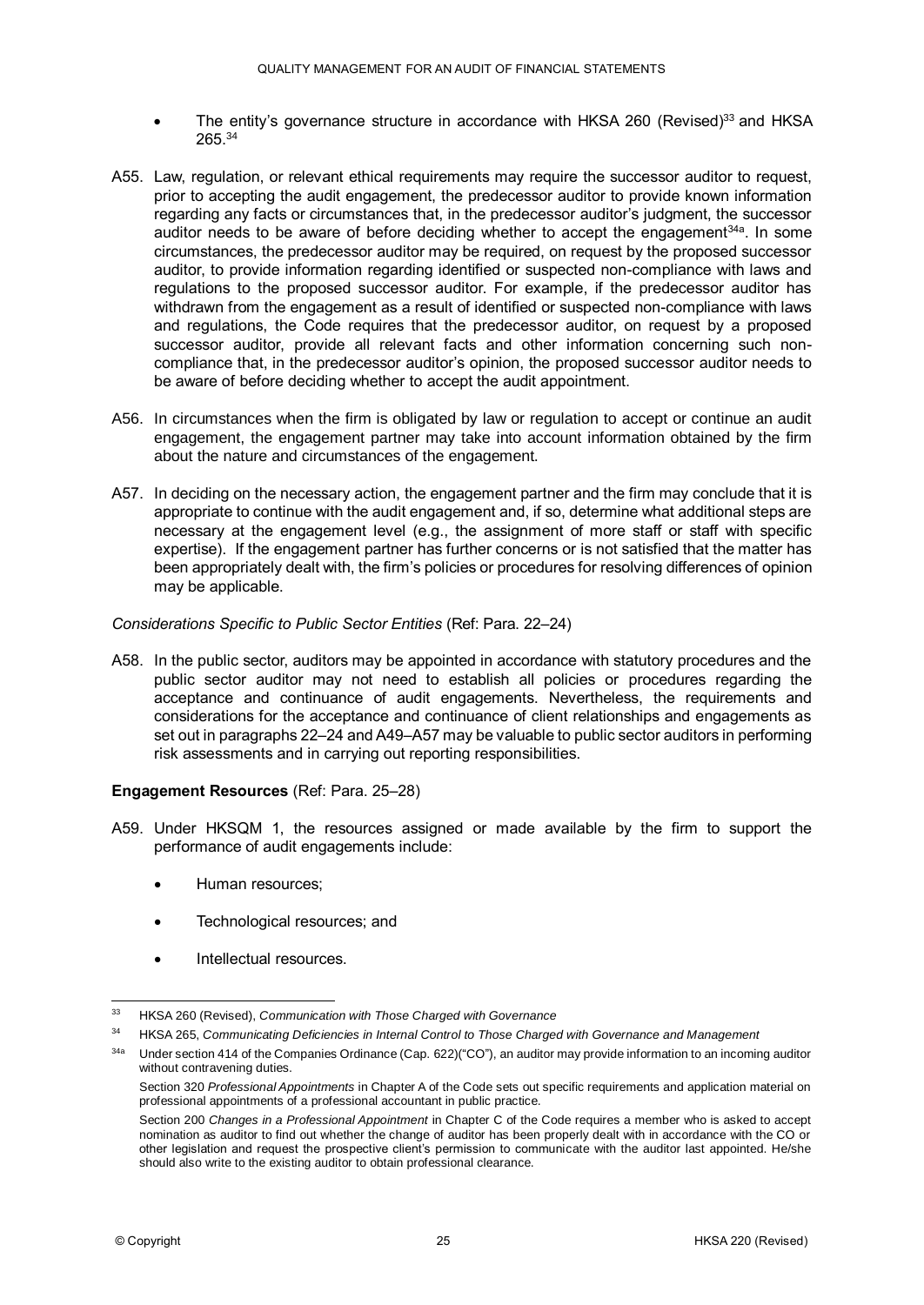- The entity's governance structure in accordance with HKSA 260 (Revised)[33] and HKSA 265.[34]

A55. Law, regulation, or relevant ethical requirements may require the successor auditor to request, prior to accepting the audit engagement, the predecessor auditor to provide known information regarding any facts or circumstances that, in the predecessor auditor's judgment, the successor auditor needs to be aware of before deciding whether to accept the engagement[34a]. In some circumstances, the predecessor auditor may be required, on request by the proposed successor auditor, to provide information regarding identified or suspected non-compliance with laws and regulations to the proposed successor auditor. For example, if the predecessor auditor has withdrawn from the engagement as a result of identified or suspected non-compliance with laws and regulations, the Code requires that the predecessor auditor, on request by a proposed successor auditor, provide all relevant facts and other information concerning such non-compliance that, in the predecessor auditor's opinion, the proposed successor auditor needs to be aware of before deciding whether to accept the audit appointment.

A56. In circumstances when the firm is obligated by law or regulation to accept or continue an audit engagement, the engagement partner may take into account information obtained by the firm about the nature and circumstances of the engagement.

A57. In deciding on the necessary action, the engagement partner and the firm may conclude that it is appropriate to continue with the audit engagement and, if so, determine what additional steps are necessary at the engagement level (e.g., the assignment of more staff or staff with specific expertise). If the engagement partner has further concerns or is not satisfied that the matter has been appropriately dealt with, the firm's policies or procedures for resolving differences of opinion may be applicable.

*Considerations Specific to Public Sector Entities* (Ref: Para. 22–24)

A58. In the public sector, auditors may be appointed in accordance with statutory procedures and the public sector auditor may not need to establish all policies or procedures regarding the acceptance and continuance of audit engagements. Nevertheless, the requirements and considerations for the acceptance and continuance of client relationships and engagements as set out in paragraphs 22–24 and A49–A57 may be valuable to public sector auditors in performing risk assessments and in carrying out reporting responsibilities.

**Engagement Resources** (Ref: Para. 25–28)

A59. Under HKSQM 1, the resources assigned or made available by the firm to support the performance of audit engagements include:

- Human resources;
- Technological resources; and
- Intellectual resources.

---

[33] HKSA 260 (Revised), *Communication with Those Charged with Governance*

[34] HKSA 265, *Communicating Deficiencies in Internal Control to Those Charged with Governance and Management*

[34a] Under section 414 of the Companies Ordinance (Cap. 622)("CO"), an auditor may provide information to an incoming auditor without contravening duties.

Section 320 *Professional Appointments* in Chapter A of the Code sets out specific requirements and application material on professional appointments of a professional accountant in public practice.

Section 200 *Changes in a Professional Appointment* in Chapter C of the Code requires a member who is asked to accept nomination as auditor to find out whether the change of auditor has been properly dealt with in accordance with the CO or other legislation and request the prospective client's permission to communicate with the auditor last appointed. He/she should also write to the existing auditor to obtain professional clearance.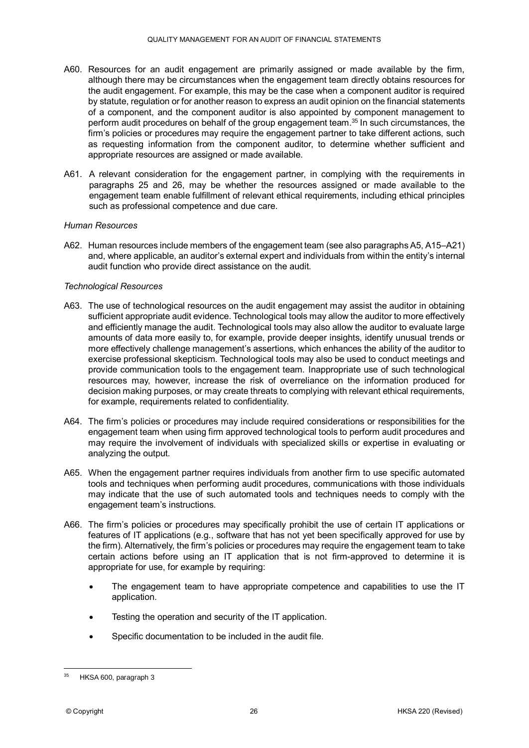A60. Resources for an audit engagement are primarily assigned or made available by the firm, although there may be circumstances when the engagement team directly obtains resources for the audit engagement. For example, this may be the case when a component auditor is required by statute, regulation or for another reason to express an audit opinion on the financial statements of a component, and the component auditor is also appointed by component management to perform audit procedures on behalf of the group engagement team.[35] In such circumstances, the firm's policies or procedures may require the engagement partner to take different actions, such as requesting information from the component auditor, to determine whether sufficient and appropriate resources are assigned or made available.

A61. A relevant consideration for the engagement partner, in complying with the requirements in paragraphs 25 and 26, may be whether the resources assigned or made available to the engagement team enable fulfillment of relevant ethical requirements, including ethical principles such as professional competence and due care.

*Human Resources*

A62. Human resources include members of the engagement team (see also paragraphs A5, A15–A21) and, where applicable, an auditor's external expert and individuals from within the entity's internal audit function who provide direct assistance on the audit.

*Technological Resources*

A63. The use of technological resources on the audit engagement may assist the auditor in obtaining sufficient appropriate audit evidence. Technological tools may allow the auditor to more effectively and efficiently manage the audit. Technological tools may also allow the auditor to evaluate large amounts of data more easily to, for example, provide deeper insights, identify unusual trends or more effectively challenge management's assertions, which enhances the ability of the auditor to exercise professional skepticism. Technological tools may also be used to conduct meetings and provide communication tools to the engagement team. Inappropriate use of such technological resources may, however, increase the risk of overreliance on the information produced for decision making purposes, or may create threats to complying with relevant ethical requirements, for example, requirements related to confidentiality.

A64. The firm's policies or procedures may include required considerations or responsibilities for the engagement team when using firm approved technological tools to perform audit procedures and may require the involvement of individuals with specialized skills or expertise in evaluating or analyzing the output.

A65. When the engagement partner requires individuals from another firm to use specific automated tools and techniques when performing audit procedures, communications with those individuals may indicate that the use of such automated tools and techniques needs to comply with the engagement team's instructions.

A66. The firm's policies or procedures may specifically prohibit the use of certain IT applications or features of IT applications (e.g., software that has not yet been specifically approved for use by the firm). Alternatively, the firm's policies or procedures may require the engagement team to take certain actions before using an IT application that is not firm-approved to determine it is appropriate for use, for example by requiring:

- The engagement team to have appropriate competence and capabilities to use the IT application.
- Testing the operation and security of the IT application.
- Specific documentation to be included in the audit file.

---

[35] HKSA 600, paragraph 3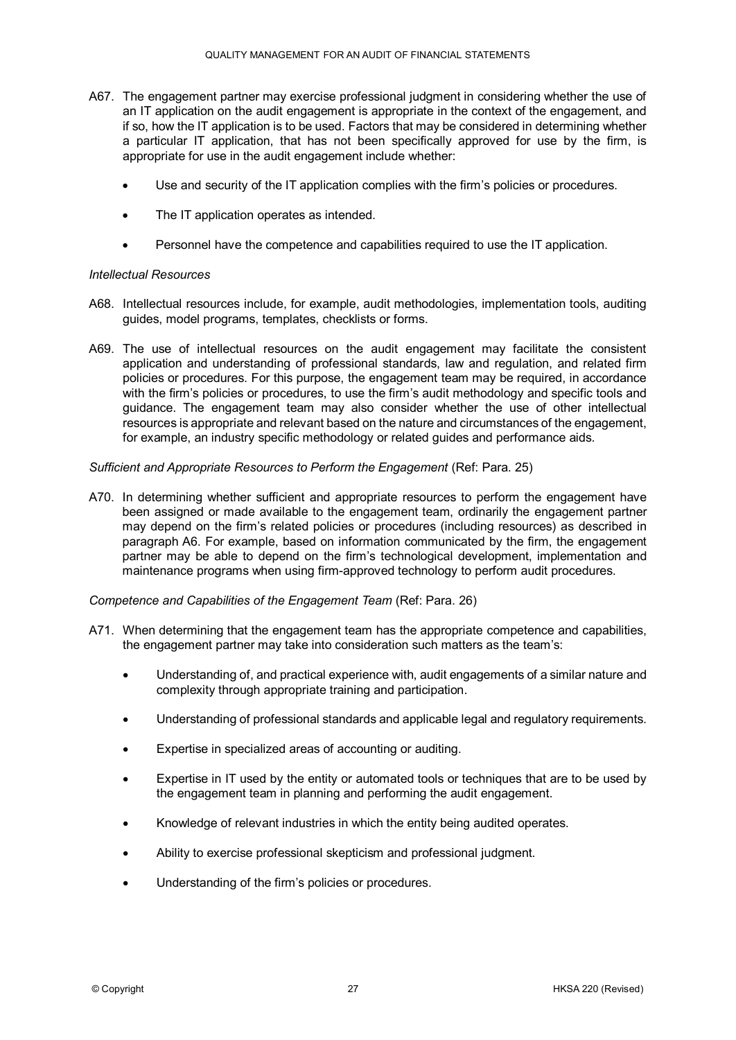A67. The engagement partner may exercise professional judgment in considering whether the use of an IT application on the audit engagement is appropriate in the context of the engagement, and if so, how the IT application is to be used. Factors that may be considered in determining whether a particular IT application, that has not been specifically approved for use by the firm, is appropriate for use in the audit engagement include whether:

- Use and security of the IT application complies with the firm's policies or procedures.
- The IT application operates as intended.
- Personnel have the competence and capabilities required to use the IT application.

*Intellectual Resources*

A68. Intellectual resources include, for example, audit methodologies, implementation tools, auditing guides, model programs, templates, checklists or forms.

A69. The use of intellectual resources on the audit engagement may facilitate the consistent application and understanding of professional standards, law and regulation, and related firm policies or procedures. For this purpose, the engagement team may be required, in accordance with the firm's policies or procedures, to use the firm's audit methodology and specific tools and guidance. The engagement team may also consider whether the use of other intellectual resources is appropriate and relevant based on the nature and circumstances of the engagement, for example, an industry specific methodology or related guides and performance aids.

*Sufficient and Appropriate Resources to Perform the Engagement* (Ref: Para. 25)

A70. In determining whether sufficient and appropriate resources to perform the engagement have been assigned or made available to the engagement team, ordinarily the engagement partner may depend on the firm's related policies or procedures (including resources) as described in paragraph A6. For example, based on information communicated by the firm, the engagement partner may be able to depend on the firm's technological development, implementation and maintenance programs when using firm-approved technology to perform audit procedures.

*Competence and Capabilities of the Engagement Team* (Ref: Para. 26)

A71. When determining that the engagement team has the appropriate competence and capabilities, the engagement partner may take into consideration such matters as the team's:

- Understanding of, and practical experience with, audit engagements of a similar nature and complexity through appropriate training and participation.
- Understanding of professional standards and applicable legal and regulatory requirements.
- Expertise in specialized areas of accounting or auditing.
- Expertise in IT used by the entity or automated tools or techniques that are to be used by the engagement team in planning and performing the audit engagement.
- Knowledge of relevant industries in which the entity being audited operates.
- Ability to exercise professional skepticism and professional judgment.
- Understanding of the firm's policies or procedures.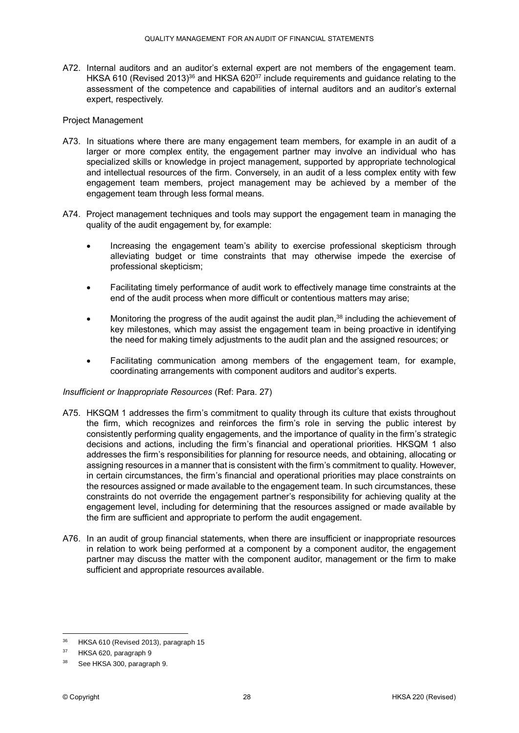A72. Internal auditors and an auditor's external expert are not members of the engagement team. HKSA 610 (Revised 2013)[36] and HKSA 620[37] include requirements and guidance relating to the assessment of the competence and capabilities of internal auditors and an auditor's external expert, respectively.

Project Management

A73. In situations where there are many engagement team members, for example in an audit of a larger or more complex entity, the engagement partner may involve an individual who has specialized skills or knowledge in project management, supported by appropriate technological and intellectual resources of the firm. Conversely, in an audit of a less complex entity with few engagement team members, project management may be achieved by a member of the engagement team through less formal means.

A74. Project management techniques and tools may support the engagement team in managing the quality of the audit engagement by, for example:

- Increasing the engagement team's ability to exercise professional skepticism through alleviating budget or time constraints that may otherwise impede the exercise of professional skepticism;
- Facilitating timely performance of audit work to effectively manage time constraints at the end of the audit process when more difficult or contentious matters may arise;
- Monitoring the progress of the audit against the audit plan,[38] including the achievement of key milestones, which may assist the engagement team in being proactive in identifying the need for making timely adjustments to the audit plan and the assigned resources; or
- Facilitating communication among members of the engagement team, for example, coordinating arrangements with component auditors and auditor's experts.

*Insufficient or Inappropriate Resources* (Ref: Para. 27)

A75. HKSQM 1 addresses the firm's commitment to quality through its culture that exists throughout the firm, which recognizes and reinforces the firm's role in serving the public interest by consistently performing quality engagements, and the importance of quality in the firm's strategic decisions and actions, including the firm's financial and operational priorities. HKSQM 1 also addresses the firm's responsibilities for planning for resource needs, and obtaining, allocating or assigning resources in a manner that is consistent with the firm's commitment to quality. However, in certain circumstances, the firm's financial and operational priorities may place constraints on the resources assigned or made available to the engagement team. In such circumstances, these constraints do not override the engagement partner's responsibility for achieving quality at the engagement level, including for determining that the resources assigned or made available by the firm are sufficient and appropriate to perform the audit engagement.

A76. In an audit of group financial statements, when there are insufficient or inappropriate resources in relation to work being performed at a component by a component auditor, the engagement partner may discuss the matter with the component auditor, management or the firm to make sufficient and appropriate resources available.

[36] HKSA 610 (Revised 2013), paragraph 15

[37] HKSA 620, paragraph 9

[38] See HKSA 300, paragraph 9.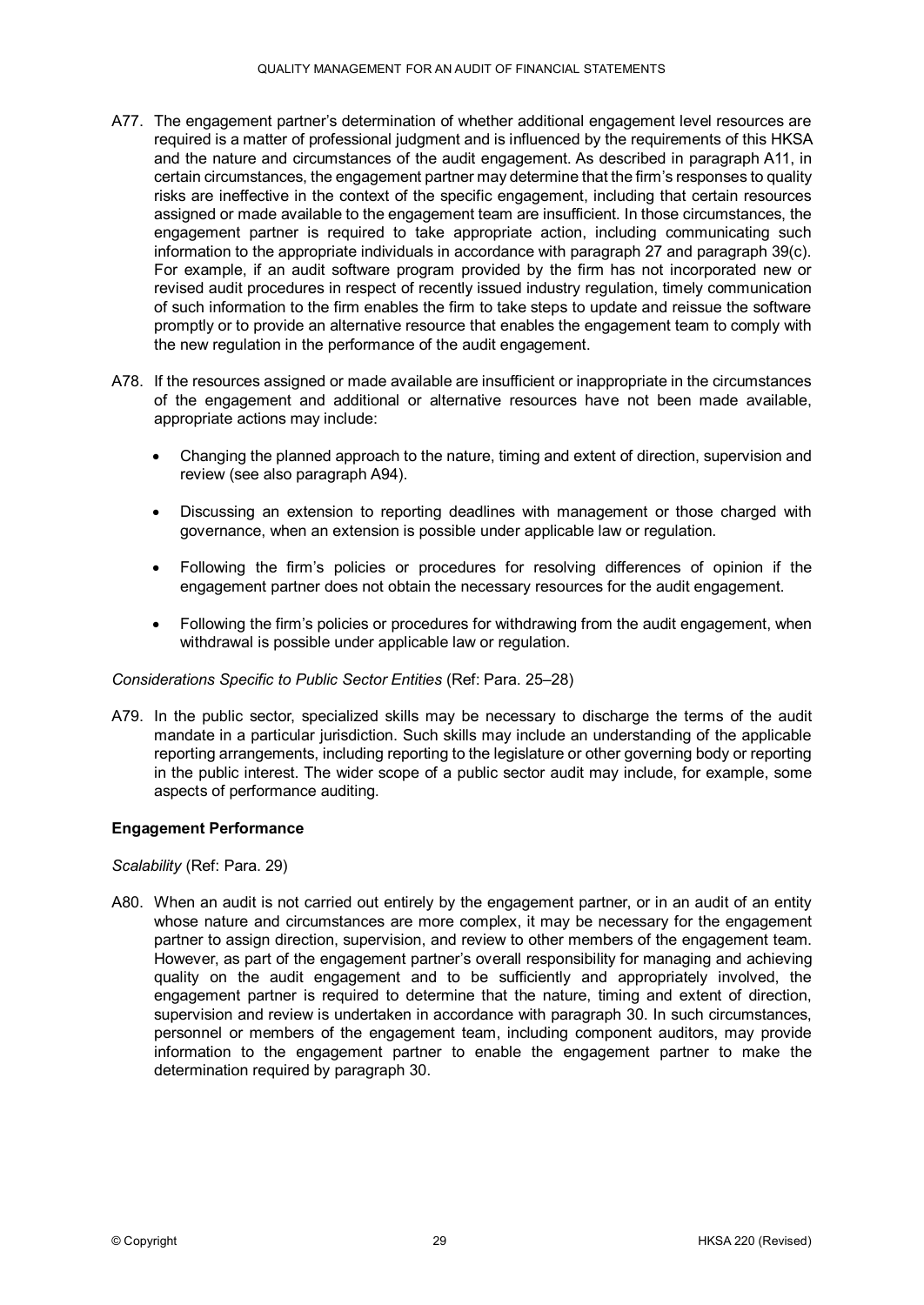A77. The engagement partner's determination of whether additional engagement level resources are required is a matter of professional judgment and is influenced by the requirements of this HKSA and the nature and circumstances of the audit engagement. As described in paragraph A11, in certain circumstances, the engagement partner may determine that the firm's responses to quality risks are ineffective in the context of the specific engagement, including that certain resources assigned or made available to the engagement team are insufficient. In those circumstances, the engagement partner is required to take appropriate action, including communicating such information to the appropriate individuals in accordance with paragraph 27 and paragraph 39(c). For example, if an audit software program provided by the firm has not incorporated new or revised audit procedures in respect of recently issued industry regulation, timely communication of such information to the firm enables the firm to take steps to update and reissue the software promptly or to provide an alternative resource that enables the engagement team to comply with the new regulation in the performance of the audit engagement.

A78. If the resources assigned or made available are insufficient or inappropriate in the circumstances of the engagement and additional or alternative resources have not been made available, appropriate actions may include:

- Changing the planned approach to the nature, timing and extent of direction, supervision and review (see also paragraph A94).
- Discussing an extension to reporting deadlines with management or those charged with governance, when an extension is possible under applicable law or regulation.
- Following the firm's policies or procedures for resolving differences of opinion if the engagement partner does not obtain the necessary resources for the audit engagement.
- Following the firm's policies or procedures for withdrawing from the audit engagement, when withdrawal is possible under applicable law or regulation.

*Considerations Specific to Public Sector Entities* (Ref: Para. 25–28)

A79. In the public sector, specialized skills may be necessary to discharge the terms of the audit mandate in a particular jurisdiction. Such skills may include an understanding of the applicable reporting arrangements, including reporting to the legislature or other governing body or reporting in the public interest. The wider scope of a public sector audit may include, for example, some aspects of performance auditing.

**Engagement Performance**

*Scalability* (Ref: Para. 29)

A80. When an audit is not carried out entirely by the engagement partner, or in an audit of an entity whose nature and circumstances are more complex, it may be necessary for the engagement partner to assign direction, supervision, and review to other members of the engagement team. However, as part of the engagement partner's overall responsibility for managing and achieving quality on the audit engagement and to be sufficiently and appropriately involved, the engagement partner is required to determine that the nature, timing and extent of direction, supervision and review is undertaken in accordance with paragraph 30. In such circumstances, personnel or members of the engagement team, including component auditors, may provide information to the engagement partner to enable the engagement partner to make the determination required by paragraph 30.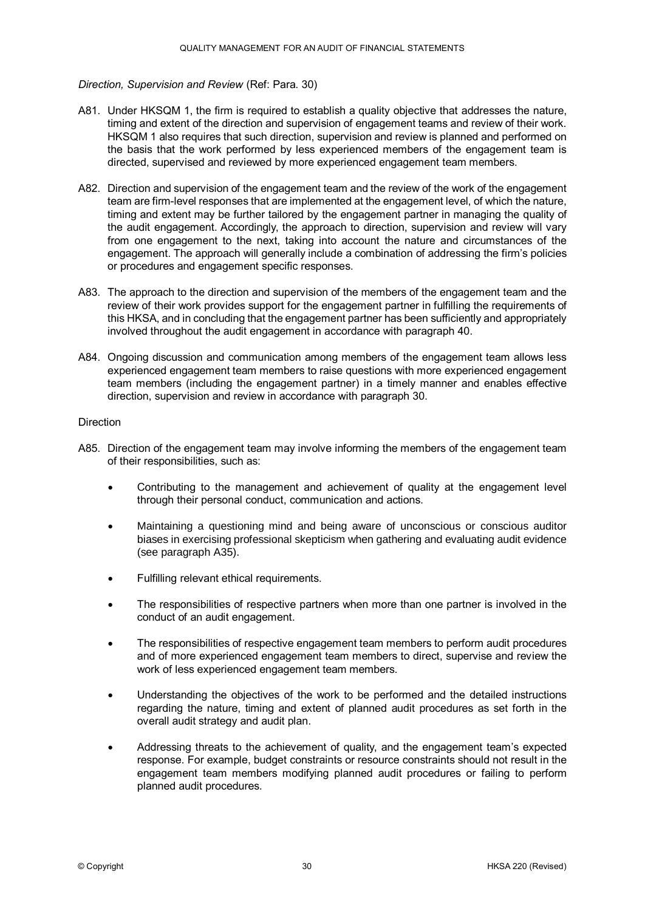*Direction, Supervision and Review* (Ref: Para. 30)

A81. Under HKSQM 1, the firm is required to establish a quality objective that addresses the nature, timing and extent of the direction and supervision of engagement teams and review of their work. HKSQM 1 also requires that such direction, supervision and review is planned and performed on the basis that the work performed by less experienced members of the engagement team is directed, supervised and reviewed by more experienced engagement team members.

A82. Direction and supervision of the engagement team and the review of the work of the engagement team are firm-level responses that are implemented at the engagement level, of which the nature, timing and extent may be further tailored by the engagement partner in managing the quality of the audit engagement. Accordingly, the approach to direction, supervision and review will vary from one engagement to the next, taking into account the nature and circumstances of the engagement. The approach will generally include a combination of addressing the firm's policies or procedures and engagement specific responses.

A83. The approach to the direction and supervision of the members of the engagement team and the review of their work provides support for the engagement partner in fulfilling the requirements of this HKSA, and in concluding that the engagement partner has been sufficiently and appropriately involved throughout the audit engagement in accordance with paragraph 40.

A84. Ongoing discussion and communication among members of the engagement team allows less experienced engagement team members to raise questions with more experienced engagement team members (including the engagement partner) in a timely manner and enables effective direction, supervision and review in accordance with paragraph 30.

Direction

A85. Direction of the engagement team may involve informing the members of the engagement team of their responsibilities, such as:

- Contributing to the management and achievement of quality at the engagement level through their personal conduct, communication and actions.
- Maintaining a questioning mind and being aware of unconscious or conscious auditor biases in exercising professional skepticism when gathering and evaluating audit evidence (see paragraph A35).
- Fulfilling relevant ethical requirements.
- The responsibilities of respective partners when more than one partner is involved in the conduct of an audit engagement.
- The responsibilities of respective engagement team members to perform audit procedures and of more experienced engagement team members to direct, supervise and review the work of less experienced engagement team members.
- Understanding the objectives of the work to be performed and the detailed instructions regarding the nature, timing and extent of planned audit procedures as set forth in the overall audit strategy and audit plan.
- Addressing threats to the achievement of quality, and the engagement team's expected response. For example, budget constraints or resource constraints should not result in the engagement team members modifying planned audit procedures or failing to perform planned audit procedures.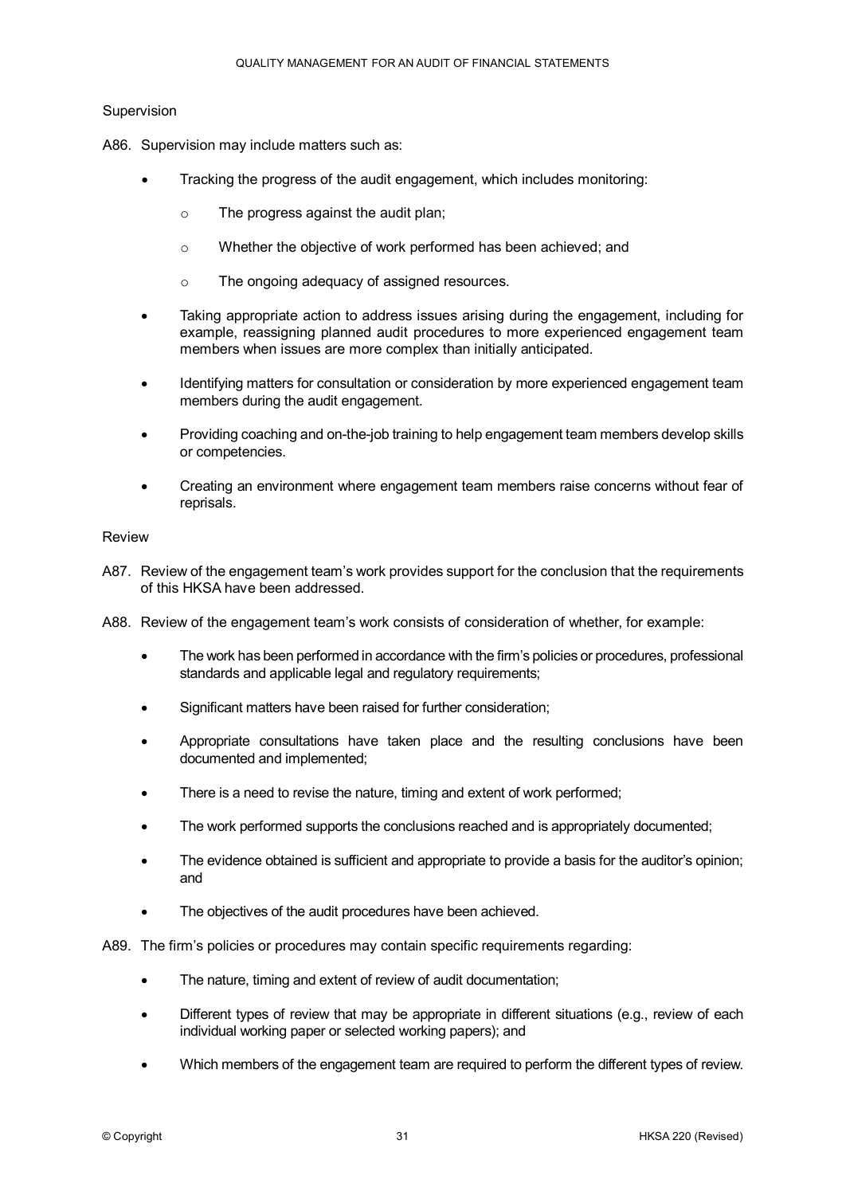### Supervision

A86. Supervision may include matters such as:

- Tracking the progress of the audit engagement, which includes monitoring:
  - The progress against the audit plan;
  - Whether the objective of work performed has been achieved; and
  - The ongoing adequacy of assigned resources.
- Taking appropriate action to address issues arising during the engagement, including for example, reassigning planned audit procedures to more experienced engagement team members when issues are more complex than initially anticipated.
- Identifying matters for consultation or consideration by more experienced engagement team members during the audit engagement.
- Providing coaching and on-the-job training to help engagement team members develop skills or competencies.
- Creating an environment where engagement team members raise concerns without fear of reprisals.

### Review

A87. Review of the engagement team's work provides support for the conclusion that the requirements of this HKSA have been addressed.

A88. Review of the engagement team's work consists of consideration of whether, for example:

- The work has been performed in accordance with the firm's policies or procedures, professional standards and applicable legal and regulatory requirements;
- Significant matters have been raised for further consideration;
- Appropriate consultations have taken place and the resulting conclusions have been documented and implemented;
- There is a need to revise the nature, timing and extent of work performed;
- The work performed supports the conclusions reached and is appropriately documented;
- The evidence obtained is sufficient and appropriate to provide a basis for the auditor's opinion; and
- The objectives of the audit procedures have been achieved.

A89. The firm's policies or procedures may contain specific requirements regarding:

- The nature, timing and extent of review of audit documentation;
- Different types of review that may be appropriate in different situations (e.g., review of each individual working paper or selected working papers); and
- Which members of the engagement team are required to perform the different types of review.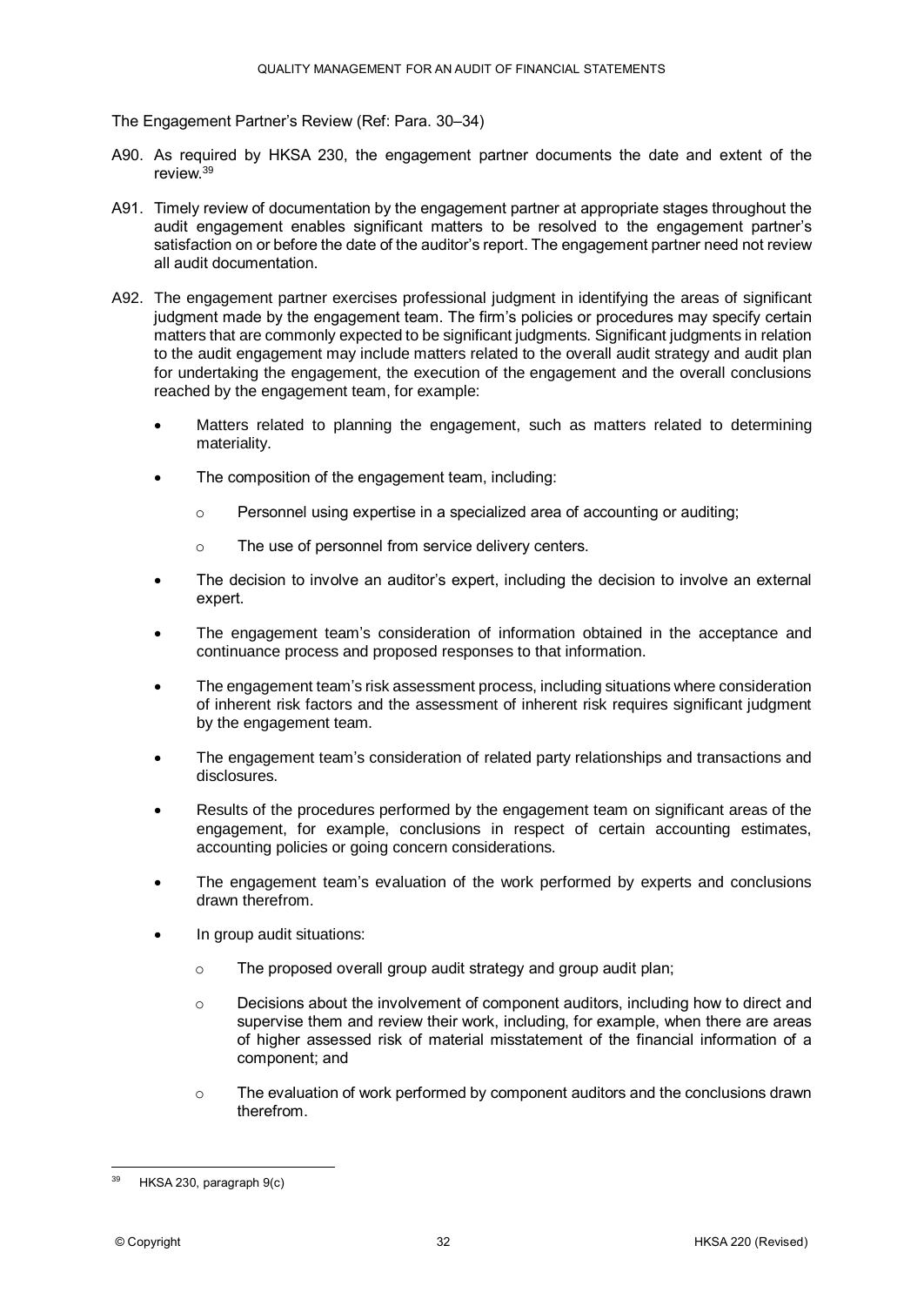The Engagement Partner's Review (Ref: Para. 30–34)

A90. As required by HKSA 230, the engagement partner documents the date and extent of the review.[39]

A91. Timely review of documentation by the engagement partner at appropriate stages throughout the audit engagement enables significant matters to be resolved to the engagement partner's satisfaction on or before the date of the auditor's report. The engagement partner need not review all audit documentation.

A92. The engagement partner exercises professional judgment in identifying the areas of significant judgment made by the engagement team. The firm's policies or procedures may specify certain matters that are commonly expected to be significant judgments. Significant judgments in relation to the audit engagement may include matters related to the overall audit strategy and audit plan for undertaking the engagement, the execution of the engagement and the overall conclusions reached by the engagement team, for example:

- Matters related to planning the engagement, such as matters related to determining materiality.
- The composition of the engagement team, including:
  - Personnel using expertise in a specialized area of accounting or auditing;
  - The use of personnel from service delivery centers.
- The decision to involve an auditor's expert, including the decision to involve an external expert.
- The engagement team's consideration of information obtained in the acceptance and continuance process and proposed responses to that information.
- The engagement team's risk assessment process, including situations where consideration of inherent risk factors and the assessment of inherent risk requires significant judgment by the engagement team.
- The engagement team's consideration of related party relationships and transactions and disclosures.
- Results of the procedures performed by the engagement team on significant areas of the engagement, for example, conclusions in respect of certain accounting estimates, accounting policies or going concern considerations.
- The engagement team's evaluation of the work performed by experts and conclusions drawn therefrom.
- In group audit situations:
  - The proposed overall group audit strategy and group audit plan;
  - Decisions about the involvement of component auditors, including how to direct and supervise them and review their work, including, for example, when there are areas of higher assessed risk of material misstatement of the financial information of a component; and
  - The evaluation of work performed by component auditors and the conclusions drawn therefrom.

[39] HKSA 230, paragraph 9(c)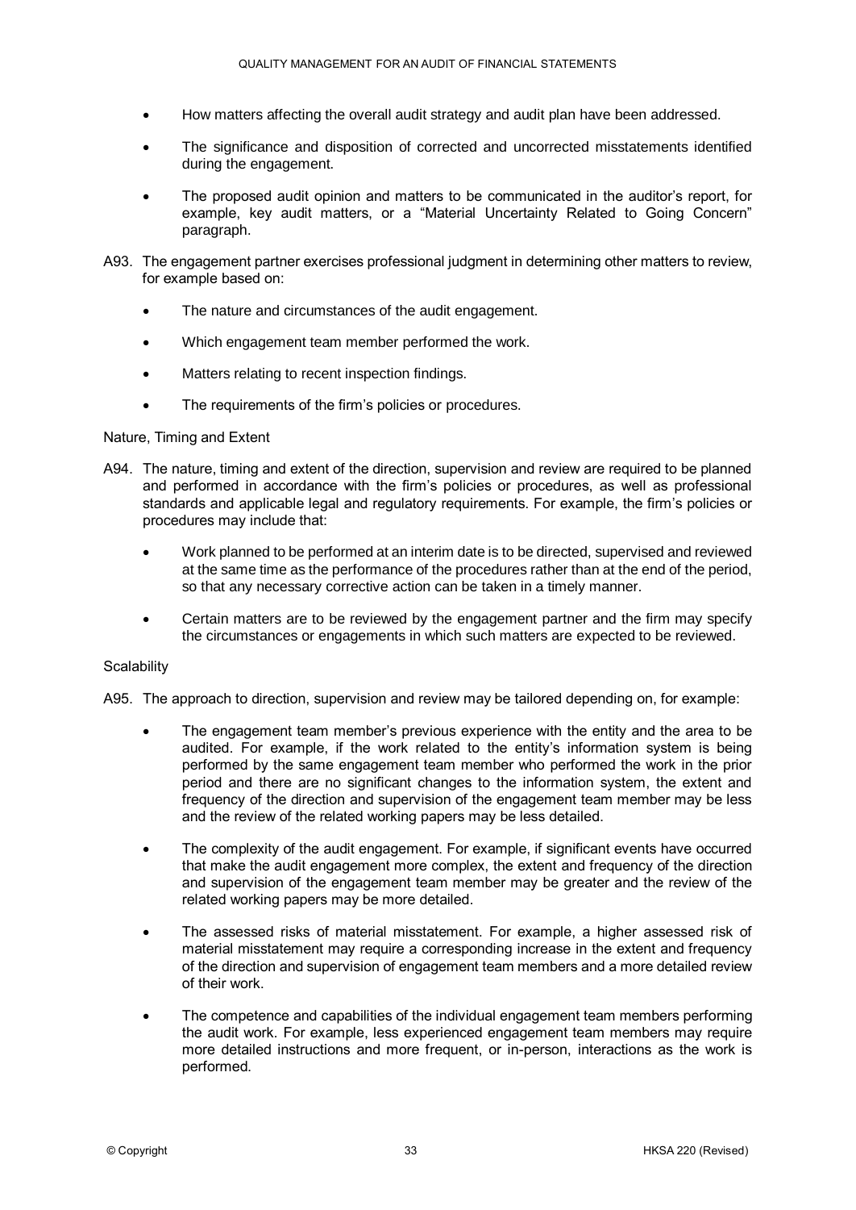- How matters affecting the overall audit strategy and audit plan have been addressed.
- The significance and disposition of corrected and uncorrected misstatements identified during the engagement.
- The proposed audit opinion and matters to be communicated in the auditor's report, for example, key audit matters, or a "Material Uncertainty Related to Going Concern" paragraph.

A93. The engagement partner exercises professional judgment in determining other matters to review, for example based on:

- The nature and circumstances of the audit engagement.
- Which engagement team member performed the work.
- Matters relating to recent inspection findings.
- The requirements of the firm's policies or procedures.

Nature, Timing and Extent

A94. The nature, timing and extent of the direction, supervision and review are required to be planned and performed in accordance with the firm's policies or procedures, as well as professional standards and applicable legal and regulatory requirements. For example, the firm's policies or procedures may include that:

- Work planned to be performed at an interim date is to be directed, supervised and reviewed at the same time as the performance of the procedures rather than at the end of the period, so that any necessary corrective action can be taken in a timely manner.
- Certain matters are to be reviewed by the engagement partner and the firm may specify the circumstances or engagements in which such matters are expected to be reviewed.

Scalability

A95. The approach to direction, supervision and review may be tailored depending on, for example:

- The engagement team member's previous experience with the entity and the area to be audited. For example, if the work related to the entity's information system is being performed by the same engagement team member who performed the work in the prior period and there are no significant changes to the information system, the extent and frequency of the direction and supervision of the engagement team member may be less and the review of the related working papers may be less detailed.
- The complexity of the audit engagement. For example, if significant events have occurred that make the audit engagement more complex, the extent and frequency of the direction and supervision of the engagement team member may be greater and the review of the related working papers may be more detailed.
- The assessed risks of material misstatement. For example, a higher assessed risk of material misstatement may require a corresponding increase in the extent and frequency of the direction and supervision of engagement team members and a more detailed review of their work.
- The competence and capabilities of the individual engagement team members performing the audit work. For example, less experienced engagement team members may require more detailed instructions and more frequent, or in-person, interactions as the work is performed.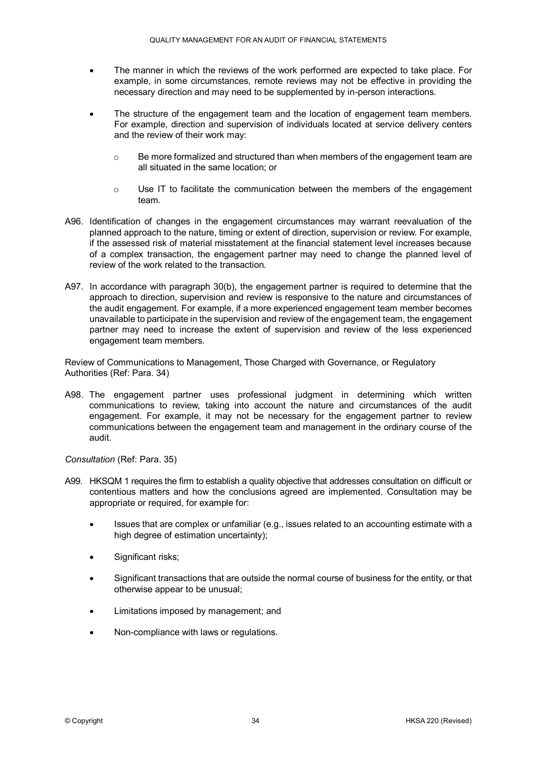- The manner in which the reviews of the work performed are expected to take place. For example, in some circumstances, remote reviews may not be effective in providing the necessary direction and may need to be supplemented by in-person interactions.

- The structure of the engagement team and the location of engagement team members. For example, direction and supervision of individuals located at service delivery centers and the review of their work may:

  - Be more formalized and structured than when members of the engagement team are all situated in the same location; or

  - Use IT to facilitate the communication between the members of the engagement team.

A96. Identification of changes in the engagement circumstances may warrant reevaluation of the planned approach to the nature, timing or extent of direction, supervision or review. For example, if the assessed risk of material misstatement at the financial statement level increases because of a complex transaction, the engagement partner may need to change the planned level of review of the work related to the transaction.

A97. In accordance with paragraph 30(b), the engagement partner is required to determine that the approach to direction, supervision and review is responsive to the nature and circumstances of the audit engagement. For example, if a more experienced engagement team member becomes unavailable to participate in the supervision and review of the engagement team, the engagement partner may need to increase the extent of supervision and review of the less experienced engagement team members.

Review of Communications to Management, Those Charged with Governance, or Regulatory Authorities (Ref: Para. 34)

A98. The engagement partner uses professional judgment in determining which written communications to review, taking into account the nature and circumstances of the audit engagement. For example, it may not be necessary for the engagement partner to review communications between the engagement team and management in the ordinary course of the audit.

*Consultation* (Ref: Para. 35)

A99. HKSQM 1 requires the firm to establish a quality objective that addresses consultation on difficult or contentious matters and how the conclusions agreed are implemented. Consultation may be appropriate or required, for example for:

- Issues that are complex or unfamiliar (e.g., issues related to an accounting estimate with a high degree of estimation uncertainty);

- Significant risks;

- Significant transactions that are outside the normal course of business for the entity, or that otherwise appear to be unusual;

- Limitations imposed by management; and

- Non-compliance with laws or regulations.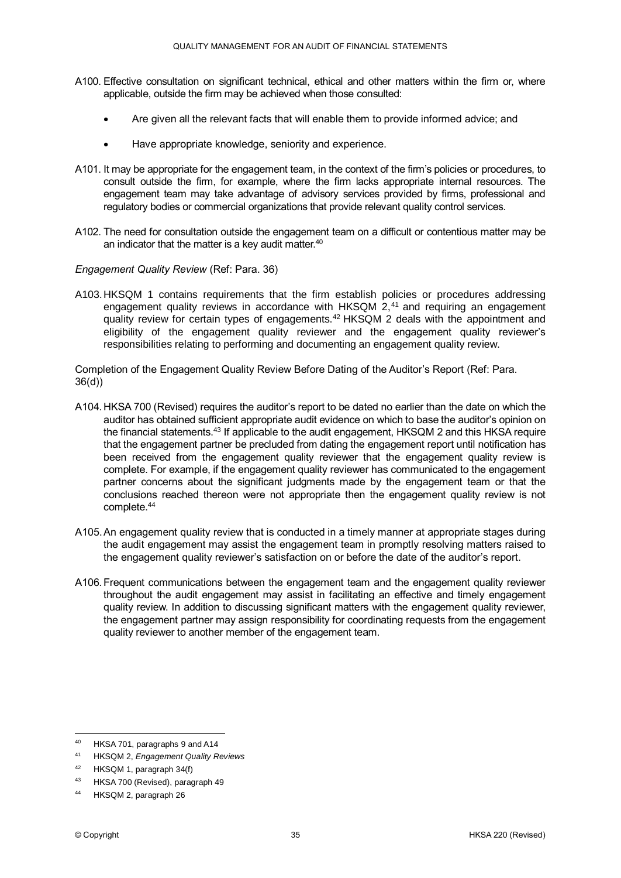A100. Effective consultation on significant technical, ethical and other matters within the firm or, where applicable, outside the firm may be achieved when those consulted:

- Are given all the relevant facts that will enable them to provide informed advice; and
- Have appropriate knowledge, seniority and experience.

A101. It may be appropriate for the engagement team, in the context of the firm's policies or procedures, to consult outside the firm, for example, where the firm lacks appropriate internal resources. The engagement team may take advantage of advisory services provided by firms, professional and regulatory bodies or commercial organizations that provide relevant quality control services.

A102. The need for consultation outside the engagement team on a difficult or contentious matter may be an indicator that the matter is a key audit matter.[40]

*Engagement Quality Review* (Ref: Para. 36)

A103. HKSQM 1 contains requirements that the firm establish policies or procedures addressing engagement quality reviews in accordance with HKSQM 2,[41] and requiring an engagement quality review for certain types of engagements.[42] HKSQM 2 deals with the appointment and eligibility of the engagement quality reviewer and the engagement quality reviewer's responsibilities relating to performing and documenting an engagement quality review.

Completion of the Engagement Quality Review Before Dating of the Auditor's Report (Ref: Para. 36(d))

A104. HKSA 700 (Revised) requires the auditor's report to be dated no earlier than the date on which the auditor has obtained sufficient appropriate audit evidence on which to base the auditor's opinion on the financial statements.[43] If applicable to the audit engagement, HKSQM 2 and this HKSA require that the engagement partner be precluded from dating the engagement report until notification has been received from the engagement quality reviewer that the engagement quality review is complete. For example, if the engagement quality reviewer has communicated to the engagement partner concerns about the significant judgments made by the engagement team or that the conclusions reached thereon were not appropriate then the engagement quality review is not complete.[44]

A105. An engagement quality review that is conducted in a timely manner at appropriate stages during the audit engagement may assist the engagement team in promptly resolving matters raised to the engagement quality reviewer's satisfaction on or before the date of the auditor's report.

A106. Frequent communications between the engagement team and the engagement quality reviewer throughout the audit engagement may assist in facilitating an effective and timely engagement quality review. In addition to discussing significant matters with the engagement quality reviewer, the engagement partner may assign responsibility for coordinating requests from the engagement quality reviewer to another member of the engagement team.

---

[40] HKSA 701, paragraphs 9 and A14

[41] HKSQM 2, *Engagement Quality Reviews*

[42] HKSQM 1, paragraph 34(f)

[43] HKSA 700 (Revised), paragraph 49

[44] HKSQM 2, paragraph 26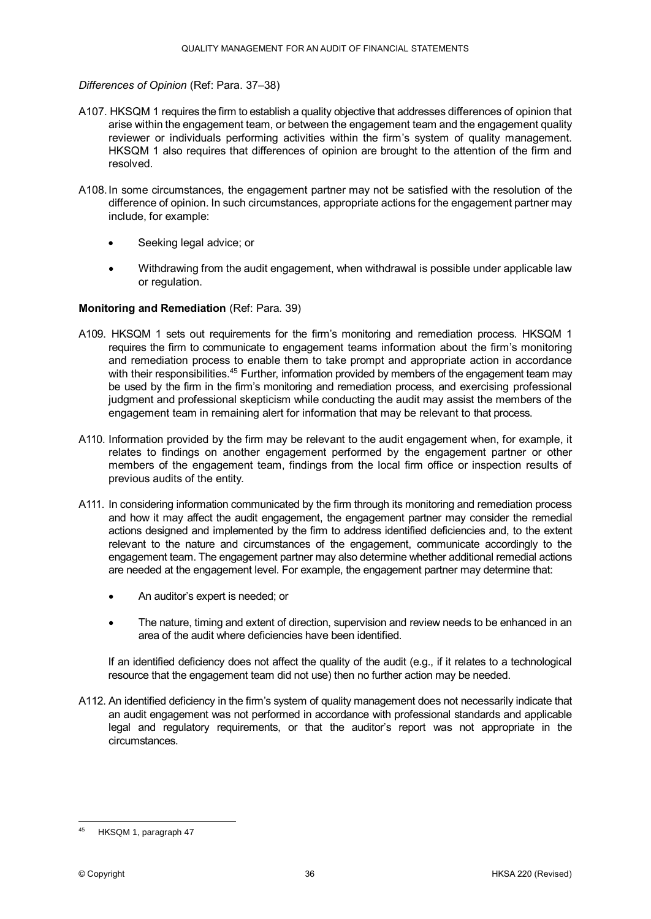*Differences of Opinion* (Ref: Para. 37–38)

A107. HKSQM 1 requires the firm to establish a quality objective that addresses differences of opinion that arise within the engagement team, or between the engagement team and the engagement quality reviewer or individuals performing activities within the firm's system of quality management. HKSQM 1 also requires that differences of opinion are brought to the attention of the firm and resolved.

A108. In some circumstances, the engagement partner may not be satisfied with the resolution of the difference of opinion. In such circumstances, appropriate actions for the engagement partner may include, for example:

- Seeking legal advice; or
- Withdrawing from the audit engagement, when withdrawal is possible under applicable law or regulation.

**Monitoring and Remediation** (Ref: Para. 39)

A109. HKSQM 1 sets out requirements for the firm's monitoring and remediation process. HKSQM 1 requires the firm to communicate to engagement teams information about the firm's monitoring and remediation process to enable them to take prompt and appropriate action in accordance with their responsibilities.[45] Further, information provided by members of the engagement team may be used by the firm in the firm's monitoring and remediation process, and exercising professional judgment and professional skepticism while conducting the audit may assist the members of the engagement team in remaining alert for information that may be relevant to that process.

A110. Information provided by the firm may be relevant to the audit engagement when, for example, it relates to findings on another engagement performed by the engagement partner or other members of the engagement team, findings from the local firm office or inspection results of previous audits of the entity.

A111. In considering information communicated by the firm through its monitoring and remediation process and how it may affect the audit engagement, the engagement partner may consider the remedial actions designed and implemented by the firm to address identified deficiencies and, to the extent relevant to the nature and circumstances of the engagement, communicate accordingly to the engagement team. The engagement partner may also determine whether additional remedial actions are needed at the engagement level. For example, the engagement partner may determine that:

- An auditor's expert is needed; or
- The nature, timing and extent of direction, supervision and review needs to be enhanced in an area of the audit where deficiencies have been identified.

If an identified deficiency does not affect the quality of the audit (e.g., if it relates to a technological resource that the engagement team did not use) then no further action may be needed.

A112. An identified deficiency in the firm's system of quality management does not necessarily indicate that an audit engagement was not performed in accordance with professional standards and applicable legal and regulatory requirements, or that the auditor's report was not appropriate in the circumstances.

[45] HKSQM 1, paragraph 47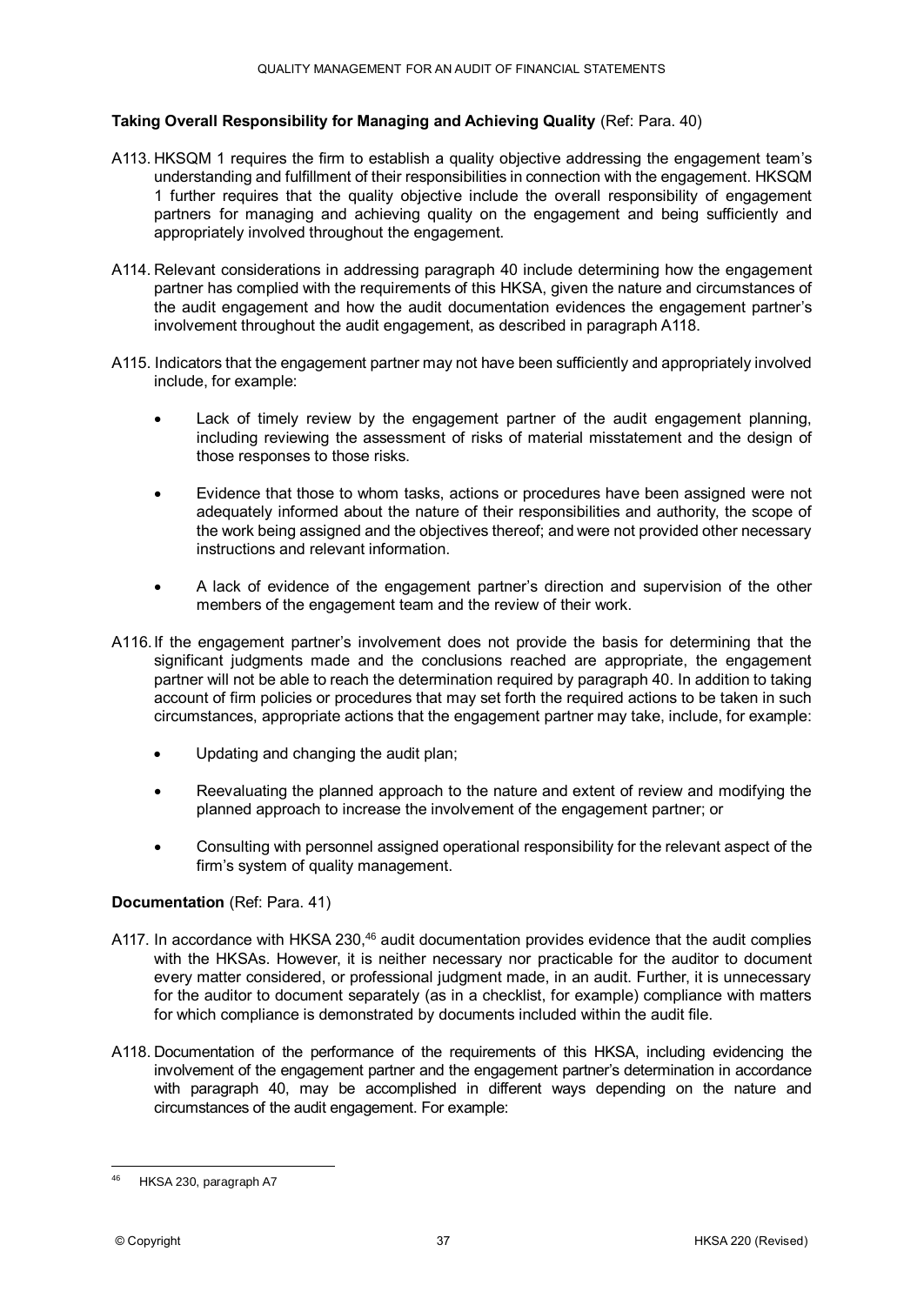**Taking Overall Responsibility for Managing and Achieving Quality** (Ref: Para. 40)

A113. HKSQM 1 requires the firm to establish a quality objective addressing the engagement team's understanding and fulfillment of their responsibilities in connection with the engagement. HKSQM 1 further requires that the quality objective include the overall responsibility of engagement partners for managing and achieving quality on the engagement and being sufficiently and appropriately involved throughout the engagement.

A114. Relevant considerations in addressing paragraph 40 include determining how the engagement partner has complied with the requirements of this HKSA, given the nature and circumstances of the audit engagement and how the audit documentation evidences the engagement partner's involvement throughout the audit engagement, as described in paragraph A118.

A115. Indicators that the engagement partner may not have been sufficiently and appropriately involved include, for example:

- Lack of timely review by the engagement partner of the audit engagement planning, including reviewing the assessment of risks of material misstatement and the design of those responses to those risks.
- Evidence that those to whom tasks, actions or procedures have been assigned were not adequately informed about the nature of their responsibilities and authority, the scope of the work being assigned and the objectives thereof; and were not provided other necessary instructions and relevant information.
- A lack of evidence of the engagement partner's direction and supervision of the other members of the engagement team and the review of their work.

A116. If the engagement partner's involvement does not provide the basis for determining that the significant judgments made and the conclusions reached are appropriate, the engagement partner will not be able to reach the determination required by paragraph 40. In addition to taking account of firm policies or procedures that may set forth the required actions to be taken in such circumstances, appropriate actions that the engagement partner may take, include, for example:

- Updating and changing the audit plan;
- Reevaluating the planned approach to the nature and extent of review and modifying the planned approach to increase the involvement of the engagement partner; or
- Consulting with personnel assigned operational responsibility for the relevant aspect of the firm's system of quality management.

**Documentation** (Ref: Para. 41)

A117. In accordance with HKSA 230,[46] audit documentation provides evidence that the audit complies with the HKSAs. However, it is neither necessary nor practicable for the auditor to document every matter considered, or professional judgment made, in an audit. Further, it is unnecessary for the auditor to document separately (as in a checklist, for example) compliance with matters for which compliance is demonstrated by documents included within the audit file.

A118. Documentation of the performance of the requirements of this HKSA, including evidencing the involvement of the engagement partner and the engagement partner's determination in accordance with paragraph 40, may be accomplished in different ways depending on the nature and circumstances of the audit engagement. For example:

[46] HKSA 230, paragraph A7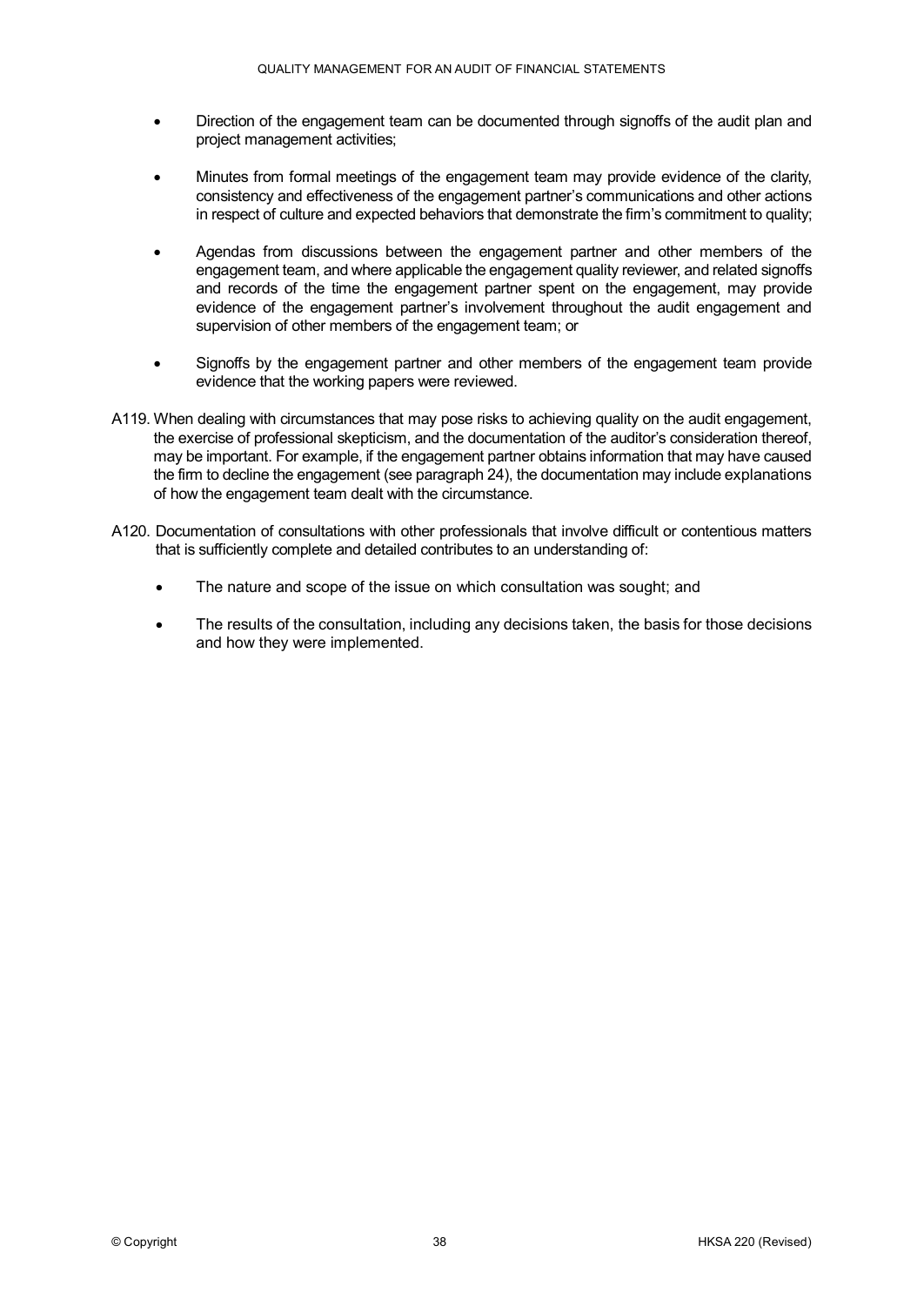- Direction of the engagement team can be documented through signoffs of the audit plan and project management activities;
- Minutes from formal meetings of the engagement team may provide evidence of the clarity, consistency and effectiveness of the engagement partner's communications and other actions in respect of culture and expected behaviors that demonstrate the firm's commitment to quality;
- Agendas from discussions between the engagement partner and other members of the engagement team, and where applicable the engagement quality reviewer, and related signoffs and records of the time the engagement partner spent on the engagement, may provide evidence of the engagement partner's involvement throughout the audit engagement and supervision of other members of the engagement team; or
- Signoffs by the engagement partner and other members of the engagement team provide evidence that the working papers were reviewed.

A119. When dealing with circumstances that may pose risks to achieving quality on the audit engagement, the exercise of professional skepticism, and the documentation of the auditor's consideration thereof, may be important. For example, if the engagement partner obtains information that may have caused the firm to decline the engagement (see paragraph 24), the documentation may include explanations of how the engagement team dealt with the circumstance.

A120. Documentation of consultations with other professionals that involve difficult or contentious matters that is sufficiently complete and detailed contributes to an understanding of:

- The nature and scope of the issue on which consultation was sought; and
- The results of the consultation, including any decisions taken, the basis for those decisions and how they were implemented.